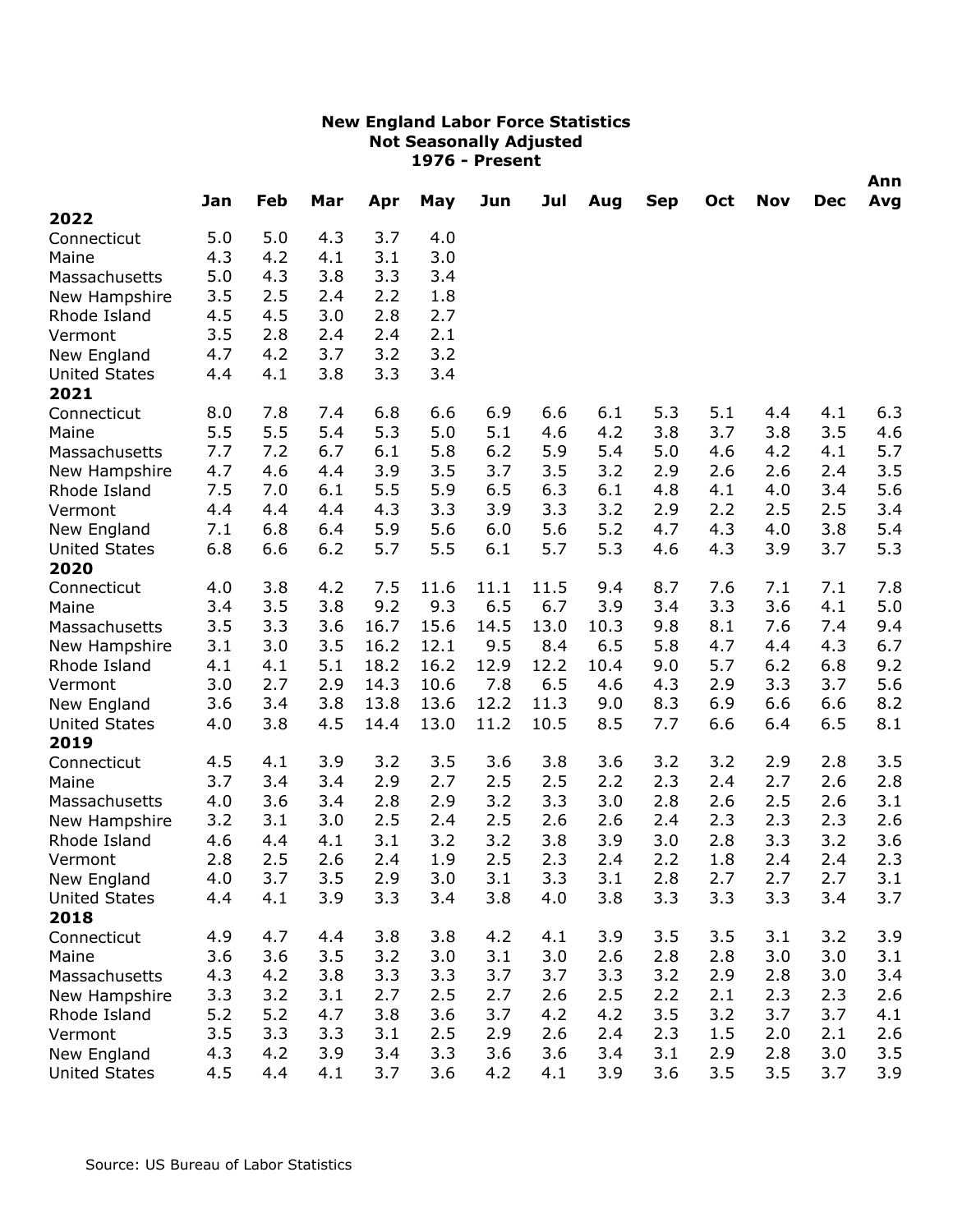**New England Labor Force Statistics**
**Not Seasonally Adjusted**
**1976 - Present**

| | Jan | Feb | Mar | Apr | May | Jun | Jul | Aug | Sep | Oct | Nov | Dec | Ann Avg |
|---|---|---|---|---|---|---|---|---|---|---|---|---|---|
| **2022** | | | | | | | | | | | | | |
| Connecticut | 5.0 | 5.0 | 4.3 | 3.7 | 4.0 | | | | | | | | |
| Maine | 4.3 | 4.2 | 4.1 | 3.1 | 3.0 | | | | | | | | |
| Massachusetts | 5.0 | 4.3 | 3.8 | 3.3 | 3.4 | | | | | | | | |
| New Hampshire | 3.5 | 2.5 | 2.4 | 2.2 | 1.8 | | | | | | | | |
| Rhode Island | 4.5 | 4.5 | 3.0 | 2.8 | 2.7 | | | | | | | | |
| Vermont | 3.5 | 2.8 | 2.4 | 2.4 | 2.1 | | | | | | | | |
| New England | 4.7 | 4.2 | 3.7 | 3.2 | 3.2 | | | | | | | | |
| United States | 4.4 | 4.1 | 3.8 | 3.3 | 3.4 | | | | | | | | |
| **2021** | | | | | | | | | | | | | |
| Connecticut | 8.0 | 7.8 | 7.4 | 6.8 | 6.6 | 6.9 | 6.6 | 6.1 | 5.3 | 5.1 | 4.4 | 4.1 | 6.3 |
| Maine | 5.5 | 5.5 | 5.4 | 5.3 | 5.0 | 5.1 | 4.6 | 4.2 | 3.8 | 3.7 | 3.8 | 3.5 | 4.6 |
| Massachusetts | 7.7 | 7.2 | 6.7 | 6.1 | 5.8 | 6.2 | 5.9 | 5.4 | 5.0 | 4.6 | 4.2 | 4.1 | 5.7 |
| New Hampshire | 4.7 | 4.6 | 4.4 | 3.9 | 3.5 | 3.7 | 3.5 | 3.2 | 2.9 | 2.6 | 2.6 | 2.4 | 3.5 |
| Rhode Island | 7.5 | 7.0 | 6.1 | 5.5 | 5.9 | 6.5 | 6.3 | 6.1 | 4.8 | 4.1 | 4.0 | 3.4 | 5.6 |
| Vermont | 4.4 | 4.4 | 4.4 | 4.3 | 3.3 | 3.9 | 3.3 | 3.2 | 2.9 | 2.2 | 2.5 | 2.5 | 3.4 |
| New England | 7.1 | 6.8 | 6.4 | 5.9 | 5.6 | 6.0 | 5.6 | 5.2 | 4.7 | 4.3 | 4.0 | 3.8 | 5.4 |
| United States | 6.8 | 6.6 | 6.2 | 5.7 | 5.5 | 6.1 | 5.7 | 5.3 | 4.6 | 4.3 | 3.9 | 3.7 | 5.3 |
| **2020** | | | | | | | | | | | | | |
| Connecticut | 4.0 | 3.8 | 4.2 | 7.5 | 11.6 | 11.1 | 11.5 | 9.4 | 8.7 | 7.6 | 7.1 | 7.1 | 7.8 |
| Maine | 3.4 | 3.5 | 3.8 | 9.2 | 9.3 | 6.5 | 6.7 | 3.9 | 3.4 | 3.3 | 3.6 | 4.1 | 5.0 |
| Massachusetts | 3.5 | 3.3 | 3.6 | 16.7 | 15.6 | 14.5 | 13.0 | 10.3 | 9.8 | 8.1 | 7.6 | 7.4 | 9.4 |
| New Hampshire | 3.1 | 3.0 | 3.5 | 16.2 | 12.1 | 9.5 | 8.4 | 6.5 | 5.8 | 4.7 | 4.4 | 4.3 | 6.7 |
| Rhode Island | 4.1 | 4.1 | 5.1 | 18.2 | 16.2 | 12.9 | 12.2 | 10.4 | 9.0 | 5.7 | 6.2 | 6.8 | 9.2 |
| Vermont | 3.0 | 2.7 | 2.9 | 14.3 | 10.6 | 7.8 | 6.5 | 4.6 | 4.3 | 2.9 | 3.3 | 3.7 | 5.6 |
| New England | 3.6 | 3.4 | 3.8 | 13.8 | 13.6 | 12.2 | 11.3 | 9.0 | 8.3 | 6.9 | 6.6 | 6.6 | 8.2 |
| United States | 4.0 | 3.8 | 4.5 | 14.4 | 13.0 | 11.2 | 10.5 | 8.5 | 7.7 | 6.6 | 6.4 | 6.5 | 8.1 |
| **2019** | | | | | | | | | | | | | |
| Connecticut | 4.5 | 4.1 | 3.9 | 3.2 | 3.5 | 3.6 | 3.8 | 3.6 | 3.2 | 3.2 | 2.9 | 2.8 | 3.5 |
| Maine | 3.7 | 3.4 | 3.4 | 2.9 | 2.7 | 2.5 | 2.5 | 2.2 | 2.3 | 2.4 | 2.7 | 2.6 | 2.8 |
| Massachusetts | 4.0 | 3.6 | 3.4 | 2.8 | 2.9 | 3.2 | 3.3 | 3.0 | 2.8 | 2.6 | 2.5 | 2.6 | 3.1 |
| New Hampshire | 3.2 | 3.1 | 3.0 | 2.5 | 2.4 | 2.5 | 2.6 | 2.6 | 2.4 | 2.3 | 2.3 | 2.3 | 2.6 |
| Rhode Island | 4.6 | 4.4 | 4.1 | 3.1 | 3.2 | 3.2 | 3.8 | 3.9 | 3.0 | 2.8 | 3.3 | 3.2 | 3.6 |
| Vermont | 2.8 | 2.5 | 2.6 | 2.4 | 1.9 | 2.5 | 2.3 | 2.4 | 2.2 | 1.8 | 2.4 | 2.4 | 2.3 |
| New England | 4.0 | 3.7 | 3.5 | 2.9 | 3.0 | 3.1 | 3.3 | 3.1 | 2.8 | 2.7 | 2.7 | 2.7 | 3.1 |
| United States | 4.4 | 4.1 | 3.9 | 3.3 | 3.4 | 3.8 | 4.0 | 3.8 | 3.3 | 3.3 | 3.3 | 3.4 | 3.7 |
| **2018** | | | | | | | | | | | | | |
| Connecticut | 4.9 | 4.7 | 4.4 | 3.8 | 3.8 | 4.2 | 4.1 | 3.9 | 3.5 | 3.5 | 3.1 | 3.2 | 3.9 |
| Maine | 3.6 | 3.6 | 3.5 | 3.2 | 3.0 | 3.1 | 3.0 | 2.6 | 2.8 | 2.8 | 3.0 | 3.0 | 3.1 |
| Massachusetts | 4.3 | 4.2 | 3.8 | 3.3 | 3.3 | 3.7 | 3.7 | 3.3 | 3.2 | 2.9 | 2.8 | 3.0 | 3.4 |
| New Hampshire | 3.3 | 3.2 | 3.1 | 2.7 | 2.5 | 2.7 | 2.6 | 2.5 | 2.2 | 2.1 | 2.3 | 2.3 | 2.6 |
| Rhode Island | 5.2 | 5.2 | 4.7 | 3.8 | 3.6 | 3.7 | 4.2 | 4.2 | 3.5 | 3.2 | 3.7 | 3.7 | 4.1 |
| Vermont | 3.5 | 3.3 | 3.3 | 3.1 | 2.5 | 2.9 | 2.6 | 2.4 | 2.3 | 1.5 | 2.0 | 2.1 | 2.6 |
| New England | 4.3 | 4.2 | 3.9 | 3.4 | 3.3 | 3.6 | 3.6 | 3.4 | 3.1 | 2.9 | 2.8 | 3.0 | 3.5 |
| United States | 4.5 | 4.4 | 4.1 | 3.7 | 3.6 | 4.2 | 4.1 | 3.9 | 3.6 | 3.5 | 3.5 | 3.7 | 3.9 |

Source: US Bureau of Labor Statistics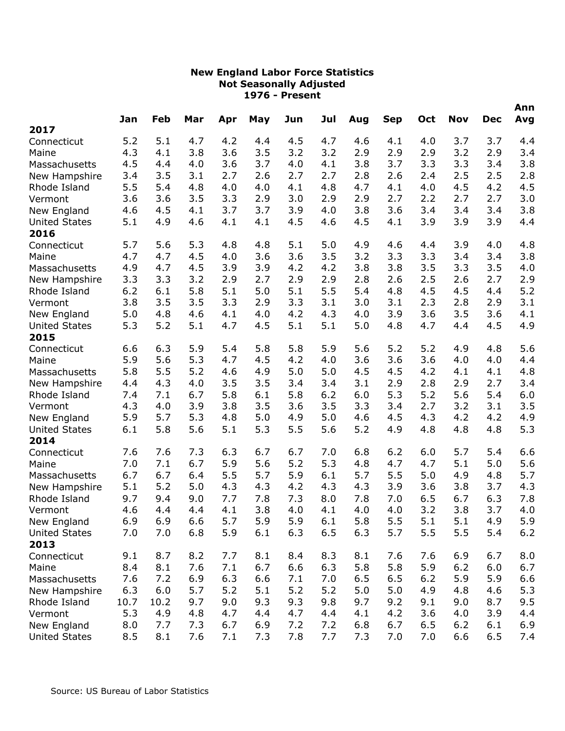**New England Labor Force Statistics**
**Not Seasonally Adjusted**
**1976 - Present**

| | Jan | Feb | Mar | Apr | May | Jun | Jul | Aug | Sep | Oct | Nov | Dec | Ann Avg |
|---|---|---|---|---|---|---|---|---|---|---|---|---|---|
| **2017** | | | | | | | | | | | | | |
| Connecticut | 5.2 | 5.1 | 4.7 | 4.2 | 4.4 | 4.5 | 4.7 | 4.6 | 4.1 | 4.0 | 3.7 | 3.7 | 4.4 |
| Maine | 4.3 | 4.1 | 3.8 | 3.6 | 3.5 | 3.2 | 3.2 | 2.9 | 2.9 | 2.9 | 3.2 | 2.9 | 3.4 |
| Massachusetts | 4.5 | 4.4 | 4.0 | 3.6 | 3.7 | 4.0 | 4.1 | 3.8 | 3.7 | 3.3 | 3.3 | 3.4 | 3.8 |
| New Hampshire | 3.4 | 3.5 | 3.1 | 2.7 | 2.6 | 2.7 | 2.7 | 2.8 | 2.6 | 2.4 | 2.5 | 2.5 | 2.8 |
| Rhode Island | 5.5 | 5.4 | 4.8 | 4.0 | 4.0 | 4.1 | 4.8 | 4.7 | 4.1 | 4.0 | 4.5 | 4.2 | 4.5 |
| Vermont | 3.6 | 3.6 | 3.5 | 3.3 | 2.9 | 3.0 | 2.9 | 2.9 | 2.7 | 2.2 | 2.7 | 2.7 | 3.0 |
| New England | 4.6 | 4.5 | 4.1 | 3.7 | 3.7 | 3.9 | 4.0 | 3.8 | 3.6 | 3.4 | 3.4 | 3.4 | 3.8 |
| United States | 5.1 | 4.9 | 4.6 | 4.1 | 4.1 | 4.5 | 4.6 | 4.5 | 4.1 | 3.9 | 3.9 | 3.9 | 4.4 |
| **2016** | | | | | | | | | | | | | |
| Connecticut | 5.7 | 5.6 | 5.3 | 4.8 | 4.8 | 5.1 | 5.0 | 4.9 | 4.6 | 4.4 | 3.9 | 4.0 | 4.8 |
| Maine | 4.7 | 4.7 | 4.5 | 4.0 | 3.6 | 3.6 | 3.5 | 3.2 | 3.3 | 3.3 | 3.4 | 3.4 | 3.8 |
| Massachusetts | 4.9 | 4.7 | 4.5 | 3.9 | 3.9 | 4.2 | 4.2 | 3.8 | 3.8 | 3.5 | 3.3 | 3.5 | 4.0 |
| New Hampshire | 3.3 | 3.3 | 3.2 | 2.9 | 2.7 | 2.9 | 2.9 | 2.8 | 2.6 | 2.5 | 2.6 | 2.7 | 2.9 |
| Rhode Island | 6.2 | 6.1 | 5.8 | 5.1 | 5.0 | 5.1 | 5.5 | 5.4 | 4.8 | 4.5 | 4.5 | 4.4 | 5.2 |
| Vermont | 3.8 | 3.5 | 3.5 | 3.3 | 2.9 | 3.3 | 3.1 | 3.0 | 3.1 | 2.3 | 2.8 | 2.9 | 3.1 |
| New England | 5.0 | 4.8 | 4.6 | 4.1 | 4.0 | 4.2 | 4.3 | 4.0 | 3.9 | 3.6 | 3.5 | 3.6 | 4.1 |
| United States | 5.3 | 5.2 | 5.1 | 4.7 | 4.5 | 5.1 | 5.1 | 5.0 | 4.8 | 4.7 | 4.4 | 4.5 | 4.9 |
| **2015** | | | | | | | | | | | | | |
| Connecticut | 6.6 | 6.3 | 5.9 | 5.4 | 5.8 | 5.8 | 5.9 | 5.6 | 5.2 | 5.2 | 4.9 | 4.8 | 5.6 |
| Maine | 5.9 | 5.6 | 5.3 | 4.7 | 4.5 | 4.2 | 4.0 | 3.6 | 3.6 | 3.6 | 4.0 | 4.0 | 4.4 |
| Massachusetts | 5.8 | 5.5 | 5.2 | 4.6 | 4.9 | 5.0 | 5.0 | 4.5 | 4.5 | 4.2 | 4.1 | 4.1 | 4.8 |
| New Hampshire | 4.4 | 4.3 | 4.0 | 3.5 | 3.5 | 3.4 | 3.4 | 3.1 | 2.9 | 2.8 | 2.9 | 2.7 | 3.4 |
| Rhode Island | 7.4 | 7.1 | 6.7 | 5.8 | 6.1 | 5.8 | 6.2 | 6.0 | 5.3 | 5.2 | 5.6 | 5.4 | 6.0 |
| Vermont | 4.3 | 4.0 | 3.9 | 3.8 | 3.5 | 3.6 | 3.5 | 3.3 | 3.4 | 2.7 | 3.2 | 3.1 | 3.5 |
| New England | 5.9 | 5.7 | 5.3 | 4.8 | 5.0 | 4.9 | 5.0 | 4.6 | 4.5 | 4.3 | 4.2 | 4.2 | 4.9 |
| United States | 6.1 | 5.8 | 5.6 | 5.1 | 5.3 | 5.5 | 5.6 | 5.2 | 4.9 | 4.8 | 4.8 | 4.8 | 5.3 |
| **2014** | | | | | | | | | | | | | |
| Connecticut | 7.6 | 7.6 | 7.3 | 6.3 | 6.7 | 6.7 | 7.0 | 6.8 | 6.2 | 6.0 | 5.7 | 5.4 | 6.6 |
| Maine | 7.0 | 7.1 | 6.7 | 5.9 | 5.6 | 5.2 | 5.3 | 4.8 | 4.7 | 4.7 | 5.1 | 5.0 | 5.6 |
| Massachusetts | 6.7 | 6.7 | 6.4 | 5.5 | 5.7 | 5.9 | 6.1 | 5.7 | 5.5 | 5.0 | 4.9 | 4.8 | 5.7 |
| New Hampshire | 5.1 | 5.2 | 5.0 | 4.3 | 4.3 | 4.2 | 4.3 | 4.3 | 3.9 | 3.6 | 3.8 | 3.7 | 4.3 |
| Rhode Island | 9.7 | 9.4 | 9.0 | 7.7 | 7.8 | 7.3 | 8.0 | 7.8 | 7.0 | 6.5 | 6.7 | 6.3 | 7.8 |
| Vermont | 4.6 | 4.4 | 4.4 | 4.1 | 3.8 | 4.0 | 4.1 | 4.0 | 4.0 | 3.2 | 3.8 | 3.7 | 4.0 |
| New England | 6.9 | 6.9 | 6.6 | 5.7 | 5.9 | 5.9 | 6.1 | 5.8 | 5.5 | 5.1 | 5.1 | 4.9 | 5.9 |
| United States | 7.0 | 7.0 | 6.8 | 5.9 | 6.1 | 6.3 | 6.5 | 6.3 | 5.7 | 5.5 | 5.5 | 5.4 | 6.2 |
| **2013** | | | | | | | | | | | | | |
| Connecticut | 9.1 | 8.7 | 8.2 | 7.7 | 8.1 | 8.4 | 8.3 | 8.1 | 7.6 | 7.6 | 6.9 | 6.7 | 8.0 |
| Maine | 8.4 | 8.1 | 7.6 | 7.1 | 6.7 | 6.6 | 6.3 | 5.8 | 5.8 | 5.9 | 6.2 | 6.0 | 6.7 |
| Massachusetts | 7.6 | 7.2 | 6.9 | 6.3 | 6.6 | 7.1 | 7.0 | 6.5 | 6.5 | 6.2 | 5.9 | 5.9 | 6.6 |
| New Hampshire | 6.3 | 6.0 | 5.7 | 5.2 | 5.1 | 5.2 | 5.2 | 5.0 | 5.0 | 4.9 | 4.8 | 4.6 | 5.3 |
| Rhode Island | 10.7 | 10.2 | 9.7 | 9.0 | 9.3 | 9.3 | 9.8 | 9.7 | 9.2 | 9.1 | 9.0 | 8.7 | 9.5 |
| Vermont | 5.3 | 4.9 | 4.8 | 4.7 | 4.4 | 4.7 | 4.4 | 4.1 | 4.2 | 3.6 | 4.0 | 3.9 | 4.4 |
| New England | 8.0 | 7.7 | 7.3 | 6.7 | 6.9 | 7.2 | 7.2 | 6.8 | 6.7 | 6.5 | 6.2 | 6.1 | 6.9 |
| United States | 8.5 | 8.1 | 7.6 | 7.1 | 7.3 | 7.8 | 7.7 | 7.3 | 7.0 | 7.0 | 6.6 | 6.5 | 7.4 |

Source: US Bureau of Labor Statistics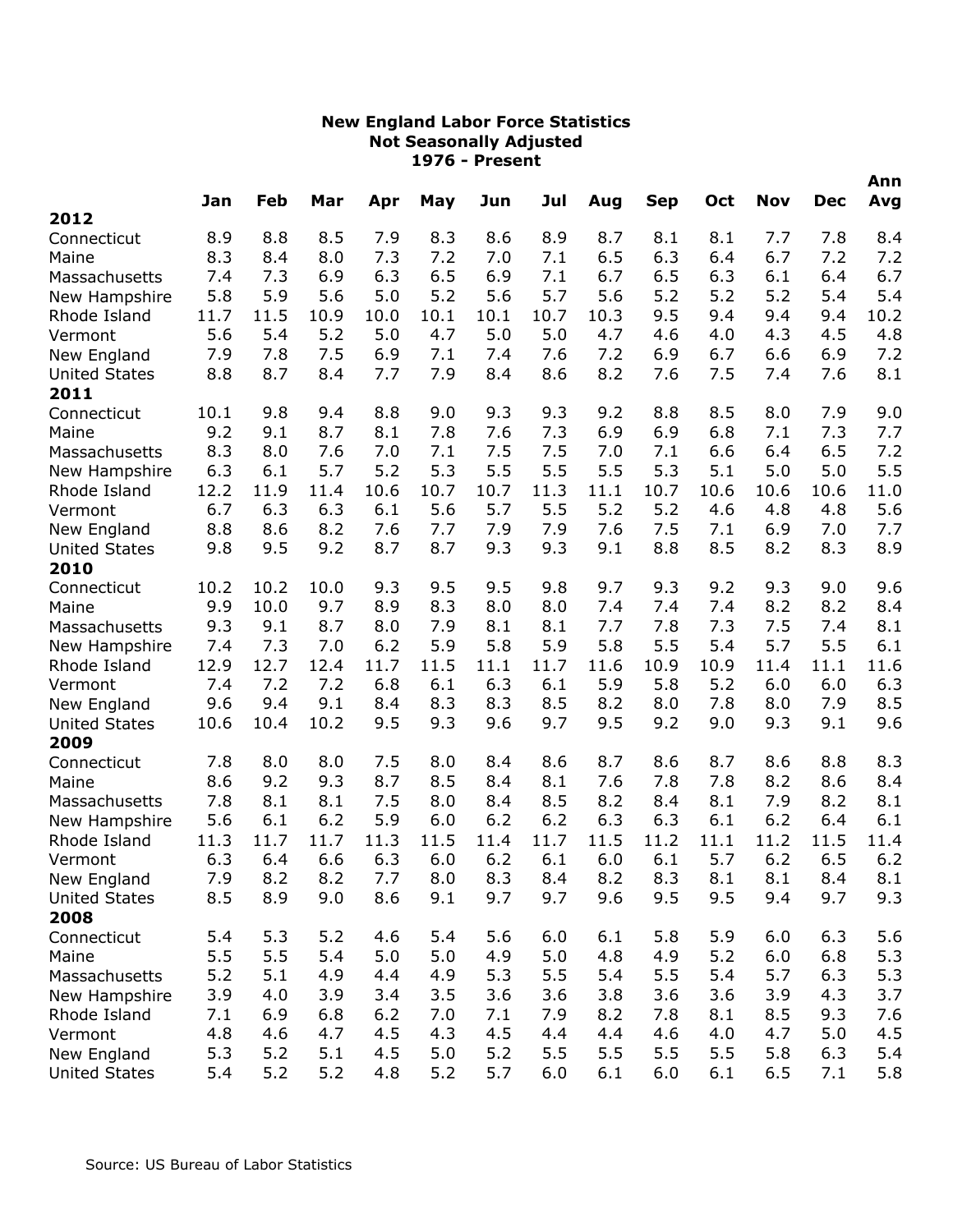**New England Labor Force Statistics**
**Not Seasonally Adjusted**
**1976 - Present**

| | Jan | Feb | Mar | Apr | May | Jun | Jul | Aug | Sep | Oct | Nov | Dec | Ann Avg |
|---|---|---|---|---|---|---|---|---|---|---|---|---|---|
| **2012** | | | | | | | | | | | | | |
| Connecticut | 8.9 | 8.8 | 8.5 | 7.9 | 8.3 | 8.6 | 8.9 | 8.7 | 8.1 | 8.1 | 7.7 | 7.8 | 8.4 |
| Maine | 8.3 | 8.4 | 8.0 | 7.3 | 7.2 | 7.0 | 7.1 | 6.5 | 6.3 | 6.4 | 6.7 | 7.2 | 7.2 |
| Massachusetts | 7.4 | 7.3 | 6.9 | 6.3 | 6.5 | 6.9 | 7.1 | 6.7 | 6.5 | 6.3 | 6.1 | 6.4 | 6.7 |
| New Hampshire | 5.8 | 5.9 | 5.6 | 5.0 | 5.2 | 5.6 | 5.7 | 5.6 | 5.2 | 5.2 | 5.2 | 5.4 | 5.4 |
| Rhode Island | 11.7 | 11.5 | 10.9 | 10.0 | 10.1 | 10.1 | 10.7 | 10.3 | 9.5 | 9.4 | 9.4 | 9.4 | 10.2 |
| Vermont | 5.6 | 5.4 | 5.2 | 5.0 | 4.7 | 5.0 | 5.0 | 4.7 | 4.6 | 4.0 | 4.3 | 4.5 | 4.8 |
| New England | 7.9 | 7.8 | 7.5 | 6.9 | 7.1 | 7.4 | 7.6 | 7.2 | 6.9 | 6.7 | 6.6 | 6.9 | 7.2 |
| United States | 8.8 | 8.7 | 8.4 | 7.7 | 7.9 | 8.4 | 8.6 | 8.2 | 7.6 | 7.5 | 7.4 | 7.6 | 8.1 |
| **2011** | | | | | | | | | | | | | |
| Connecticut | 10.1 | 9.8 | 9.4 | 8.8 | 9.0 | 9.3 | 9.3 | 9.2 | 8.8 | 8.5 | 8.0 | 7.9 | 9.0 |
| Maine | 9.2 | 9.1 | 8.7 | 8.1 | 7.8 | 7.6 | 7.3 | 6.9 | 6.9 | 6.8 | 7.1 | 7.3 | 7.7 |
| Massachusetts | 8.3 | 8.0 | 7.6 | 7.0 | 7.1 | 7.5 | 7.5 | 7.0 | 7.1 | 6.6 | 6.4 | 6.5 | 7.2 |
| New Hampshire | 6.3 | 6.1 | 5.7 | 5.2 | 5.3 | 5.5 | 5.5 | 5.5 | 5.3 | 5.1 | 5.0 | 5.0 | 5.5 |
| Rhode Island | 12.2 | 11.9 | 11.4 | 10.6 | 10.7 | 10.7 | 11.3 | 11.1 | 10.7 | 10.6 | 10.6 | 10.6 | 11.0 |
| Vermont | 6.7 | 6.3 | 6.3 | 6.1 | 5.6 | 5.7 | 5.5 | 5.2 | 5.2 | 4.6 | 4.8 | 4.8 | 5.6 |
| New England | 8.8 | 8.6 | 8.2 | 7.6 | 7.7 | 7.9 | 7.9 | 7.6 | 7.5 | 7.1 | 6.9 | 7.0 | 7.7 |
| United States | 9.8 | 9.5 | 9.2 | 8.7 | 8.7 | 9.3 | 9.3 | 9.1 | 8.8 | 8.5 | 8.2 | 8.3 | 8.9 |
| **2010** | | | | | | | | | | | | | |
| Connecticut | 10.2 | 10.2 | 10.0 | 9.3 | 9.5 | 9.5 | 9.8 | 9.7 | 9.3 | 9.2 | 9.3 | 9.0 | 9.6 |
| Maine | 9.9 | 10.0 | 9.7 | 8.9 | 8.3 | 8.0 | 8.0 | 7.4 | 7.4 | 7.4 | 8.2 | 8.2 | 8.4 |
| Massachusetts | 9.3 | 9.1 | 8.7 | 8.0 | 7.9 | 8.1 | 8.1 | 7.7 | 7.8 | 7.3 | 7.5 | 7.4 | 8.1 |
| New Hampshire | 7.4 | 7.3 | 7.0 | 6.2 | 5.9 | 5.8 | 5.9 | 5.8 | 5.5 | 5.4 | 5.7 | 5.5 | 6.1 |
| Rhode Island | 12.9 | 12.7 | 12.4 | 11.7 | 11.5 | 11.1 | 11.7 | 11.6 | 10.9 | 10.9 | 11.4 | 11.1 | 11.6 |
| Vermont | 7.4 | 7.2 | 7.2 | 6.8 | 6.1 | 6.3 | 6.1 | 5.9 | 5.8 | 5.2 | 6.0 | 6.0 | 6.3 |
| New England | 9.6 | 9.4 | 9.1 | 8.4 | 8.3 | 8.3 | 8.5 | 8.2 | 8.0 | 7.8 | 8.0 | 7.9 | 8.5 |
| United States | 10.6 | 10.4 | 10.2 | 9.5 | 9.3 | 9.6 | 9.7 | 9.5 | 9.2 | 9.0 | 9.3 | 9.1 | 9.6 |
| **2009** | | | | | | | | | | | | | |
| Connecticut | 7.8 | 8.0 | 8.0 | 7.5 | 8.0 | 8.4 | 8.6 | 8.7 | 8.6 | 8.7 | 8.6 | 8.8 | 8.3 |
| Maine | 8.6 | 9.2 | 9.3 | 8.7 | 8.5 | 8.4 | 8.1 | 7.6 | 7.8 | 7.8 | 8.2 | 8.6 | 8.4 |
| Massachusetts | 7.8 | 8.1 | 8.1 | 7.5 | 8.0 | 8.4 | 8.5 | 8.2 | 8.4 | 8.1 | 7.9 | 8.2 | 8.1 |
| New Hampshire | 5.6 | 6.1 | 6.2 | 5.9 | 6.0 | 6.2 | 6.2 | 6.3 | 6.3 | 6.1 | 6.2 | 6.4 | 6.1 |
| Rhode Island | 11.3 | 11.7 | 11.7 | 11.3 | 11.5 | 11.4 | 11.7 | 11.5 | 11.2 | 11.1 | 11.2 | 11.5 | 11.4 |
| Vermont | 6.3 | 6.4 | 6.6 | 6.3 | 6.0 | 6.2 | 6.1 | 6.0 | 6.1 | 5.7 | 6.2 | 6.5 | 6.2 |
| New England | 7.9 | 8.2 | 8.2 | 7.7 | 8.0 | 8.3 | 8.4 | 8.2 | 8.3 | 8.1 | 8.1 | 8.4 | 8.1 |
| United States | 8.5 | 8.9 | 9.0 | 8.6 | 9.1 | 9.7 | 9.7 | 9.6 | 9.5 | 9.5 | 9.4 | 9.7 | 9.3 |
| **2008** | | | | | | | | | | | | | |
| Connecticut | 5.4 | 5.3 | 5.2 | 4.6 | 5.4 | 5.6 | 6.0 | 6.1 | 5.8 | 5.9 | 6.0 | 6.3 | 5.6 |
| Maine | 5.5 | 5.5 | 5.4 | 5.0 | 5.0 | 4.9 | 5.0 | 4.8 | 4.9 | 5.2 | 6.0 | 6.8 | 5.3 |
| Massachusetts | 5.2 | 5.1 | 4.9 | 4.4 | 4.9 | 5.3 | 5.5 | 5.4 | 5.5 | 5.4 | 5.7 | 6.3 | 5.3 |
| New Hampshire | 3.9 | 4.0 | 3.9 | 3.4 | 3.5 | 3.6 | 3.6 | 3.8 | 3.6 | 3.6 | 3.9 | 4.3 | 3.7 |
| Rhode Island | 7.1 | 6.9 | 6.8 | 6.2 | 7.0 | 7.1 | 7.9 | 8.2 | 7.8 | 8.1 | 8.5 | 9.3 | 7.6 |
| Vermont | 4.8 | 4.6 | 4.7 | 4.5 | 4.3 | 4.5 | 4.4 | 4.4 | 4.6 | 4.0 | 4.7 | 5.0 | 4.5 |
| New England | 5.3 | 5.2 | 5.1 | 4.5 | 5.0 | 5.2 | 5.5 | 5.5 | 5.5 | 5.5 | 5.8 | 6.3 | 5.4 |
| United States | 5.4 | 5.2 | 5.2 | 4.8 | 5.2 | 5.7 | 6.0 | 6.1 | 6.0 | 6.1 | 6.5 | 7.1 | 5.8 |

Source: US Bureau of Labor Statistics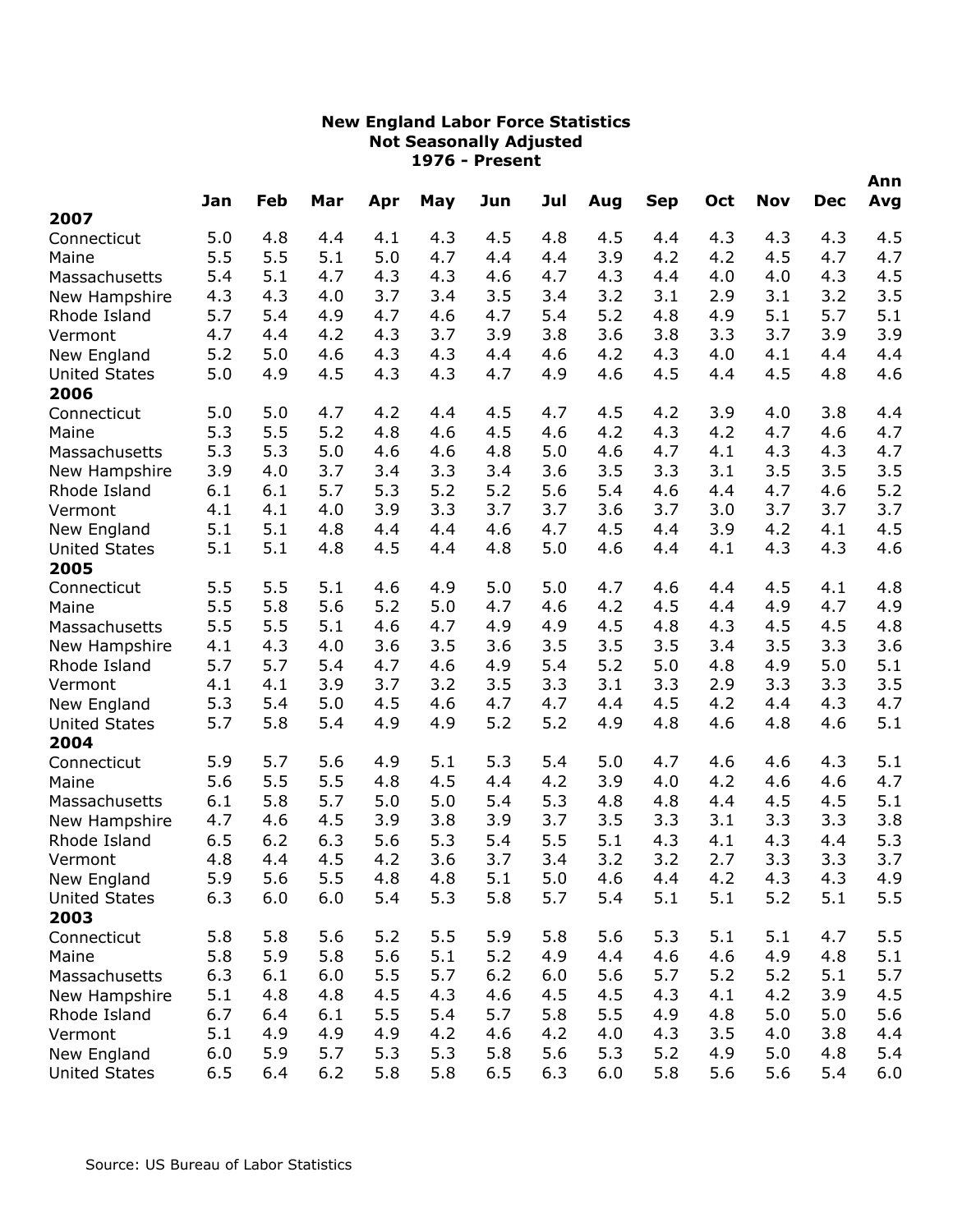**New England Labor Force Statistics**
**Not Seasonally Adjusted**
**1976 - Present**

| | Jan | Feb | Mar | Apr | May | Jun | Jul | Aug | Sep | Oct | Nov | Dec | Ann Avg |
|---|---|---|---|---|---|---|---|---|---|---|---|---|---|
| **2007** | | | | | | | | | | | | | |
| Connecticut | 5.0 | 4.8 | 4.4 | 4.1 | 4.3 | 4.5 | 4.8 | 4.5 | 4.4 | 4.3 | 4.3 | 4.3 | 4.5 |
| Maine | 5.5 | 5.5 | 5.1 | 5.0 | 4.7 | 4.4 | 4.4 | 3.9 | 4.2 | 4.2 | 4.5 | 4.7 | 4.7 |
| Massachusetts | 5.4 | 5.1 | 4.7 | 4.3 | 4.3 | 4.6 | 4.7 | 4.3 | 4.4 | 4.0 | 4.0 | 4.3 | 4.5 |
| New Hampshire | 4.3 | 4.3 | 4.0 | 3.7 | 3.4 | 3.5 | 3.4 | 3.2 | 3.1 | 2.9 | 3.1 | 3.2 | 3.5 |
| Rhode Island | 5.7 | 5.4 | 4.9 | 4.7 | 4.6 | 4.7 | 5.4 | 5.2 | 4.8 | 4.9 | 5.1 | 5.7 | 5.1 |
| Vermont | 4.7 | 4.4 | 4.2 | 4.3 | 3.7 | 3.9 | 3.8 | 3.6 | 3.8 | 3.3 | 3.7 | 3.9 | 3.9 |
| New England | 5.2 | 5.0 | 4.6 | 4.3 | 4.3 | 4.4 | 4.6 | 4.2 | 4.3 | 4.0 | 4.1 | 4.4 | 4.4 |
| United States | 5.0 | 4.9 | 4.5 | 4.3 | 4.3 | 4.7 | 4.9 | 4.6 | 4.5 | 4.4 | 4.5 | 4.8 | 4.6 |
| **2006** | | | | | | | | | | | | | |
| Connecticut | 5.0 | 5.0 | 4.7 | 4.2 | 4.4 | 4.5 | 4.7 | 4.5 | 4.2 | 3.9 | 4.0 | 3.8 | 4.4 |
| Maine | 5.3 | 5.5 | 5.2 | 4.8 | 4.6 | 4.5 | 4.6 | 4.2 | 4.3 | 4.2 | 4.7 | 4.6 | 4.7 |
| Massachusetts | 5.3 | 5.3 | 5.0 | 4.6 | 4.6 | 4.8 | 5.0 | 4.6 | 4.7 | 4.1 | 4.3 | 4.3 | 4.7 |
| New Hampshire | 3.9 | 4.0 | 3.7 | 3.4 | 3.3 | 3.4 | 3.6 | 3.5 | 3.3 | 3.1 | 3.5 | 3.5 | 3.5 |
| Rhode Island | 6.1 | 6.1 | 5.7 | 5.3 | 5.2 | 5.2 | 5.6 | 5.4 | 4.6 | 4.4 | 4.7 | 4.6 | 5.2 |
| Vermont | 4.1 | 4.1 | 4.0 | 3.9 | 3.3 | 3.7 | 3.7 | 3.6 | 3.7 | 3.0 | 3.7 | 3.7 | 3.7 |
| New England | 5.1 | 5.1 | 4.8 | 4.4 | 4.4 | 4.6 | 4.7 | 4.5 | 4.4 | 3.9 | 4.2 | 4.1 | 4.5 |
| United States | 5.1 | 5.1 | 4.8 | 4.5 | 4.4 | 4.8 | 5.0 | 4.6 | 4.4 | 4.1 | 4.3 | 4.3 | 4.6 |
| **2005** | | | | | | | | | | | | | |
| Connecticut | 5.5 | 5.5 | 5.1 | 4.6 | 4.9 | 5.0 | 5.0 | 4.7 | 4.6 | 4.4 | 4.5 | 4.1 | 4.8 |
| Maine | 5.5 | 5.8 | 5.6 | 5.2 | 5.0 | 4.7 | 4.6 | 4.2 | 4.5 | 4.4 | 4.9 | 4.7 | 4.9 |
| Massachusetts | 5.5 | 5.5 | 5.1 | 4.6 | 4.7 | 4.9 | 4.9 | 4.5 | 4.8 | 4.3 | 4.5 | 4.5 | 4.8 |
| New Hampshire | 4.1 | 4.3 | 4.0 | 3.6 | 3.5 | 3.6 | 3.5 | 3.5 | 3.5 | 3.4 | 3.5 | 3.3 | 3.6 |
| Rhode Island | 5.7 | 5.7 | 5.4 | 4.7 | 4.6 | 4.9 | 5.4 | 5.2 | 5.0 | 4.8 | 4.9 | 5.0 | 5.1 |
| Vermont | 4.1 | 4.1 | 3.9 | 3.7 | 3.2 | 3.5 | 3.3 | 3.1 | 3.3 | 2.9 | 3.3 | 3.3 | 3.5 |
| New England | 5.3 | 5.4 | 5.0 | 4.5 | 4.6 | 4.7 | 4.7 | 4.4 | 4.5 | 4.2 | 4.4 | 4.3 | 4.7 |
| United States | 5.7 | 5.8 | 5.4 | 4.9 | 4.9 | 5.2 | 5.2 | 4.9 | 4.8 | 4.6 | 4.8 | 4.6 | 5.1 |
| **2004** | | | | | | | | | | | | | |
| Connecticut | 5.9 | 5.7 | 5.6 | 4.9 | 5.1 | 5.3 | 5.4 | 5.0 | 4.7 | 4.6 | 4.6 | 4.3 | 5.1 |
| Maine | 5.6 | 5.5 | 5.5 | 4.8 | 4.5 | 4.4 | 4.2 | 3.9 | 4.0 | 4.2 | 4.6 | 4.6 | 4.7 |
| Massachusetts | 6.1 | 5.8 | 5.7 | 5.0 | 5.0 | 5.4 | 5.3 | 4.8 | 4.8 | 4.4 | 4.5 | 4.5 | 5.1 |
| New Hampshire | 4.7 | 4.6 | 4.5 | 3.9 | 3.8 | 3.9 | 3.7 | 3.5 | 3.3 | 3.1 | 3.3 | 3.3 | 3.8 |
| Rhode Island | 6.5 | 6.2 | 6.3 | 5.6 | 5.3 | 5.4 | 5.5 | 5.1 | 4.3 | 4.1 | 4.3 | 4.4 | 5.3 |
| Vermont | 4.8 | 4.4 | 4.5 | 4.2 | 3.6 | 3.7 | 3.4 | 3.2 | 3.2 | 2.7 | 3.3 | 3.3 | 3.7 |
| New England | 5.9 | 5.6 | 5.5 | 4.8 | 4.8 | 5.1 | 5.0 | 4.6 | 4.4 | 4.2 | 4.3 | 4.3 | 4.9 |
| United States | 6.3 | 6.0 | 6.0 | 5.4 | 5.3 | 5.8 | 5.7 | 5.4 | 5.1 | 5.1 | 5.2 | 5.1 | 5.5 |
| **2003** | | | | | | | | | | | | | |
| Connecticut | 5.8 | 5.8 | 5.6 | 5.2 | 5.5 | 5.9 | 5.8 | 5.6 | 5.3 | 5.1 | 5.1 | 4.7 | 5.5 |
| Maine | 5.8 | 5.9 | 5.8 | 5.6 | 5.1 | 5.2 | 4.9 | 4.4 | 4.6 | 4.6 | 4.9 | 4.8 | 5.1 |
| Massachusetts | 6.3 | 6.1 | 6.0 | 5.5 | 5.7 | 6.2 | 6.0 | 5.6 | 5.7 | 5.2 | 5.2 | 5.1 | 5.7 |
| New Hampshire | 5.1 | 4.8 | 4.8 | 4.5 | 4.3 | 4.6 | 4.5 | 4.5 | 4.3 | 4.1 | 4.2 | 3.9 | 4.5 |
| Rhode Island | 6.7 | 6.4 | 6.1 | 5.5 | 5.4 | 5.7 | 5.8 | 5.5 | 4.9 | 4.8 | 5.0 | 5.0 | 5.6 |
| Vermont | 5.1 | 4.9 | 4.9 | 4.9 | 4.2 | 4.6 | 4.2 | 4.0 | 4.3 | 3.5 | 4.0 | 3.8 | 4.4 |
| New England | 6.0 | 5.9 | 5.7 | 5.3 | 5.3 | 5.8 | 5.6 | 5.3 | 5.2 | 4.9 | 5.0 | 4.8 | 5.4 |
| United States | 6.5 | 6.4 | 6.2 | 5.8 | 5.8 | 6.5 | 6.3 | 6.0 | 5.8 | 5.6 | 5.6 | 5.4 | 6.0 |

Source: US Bureau of Labor Statistics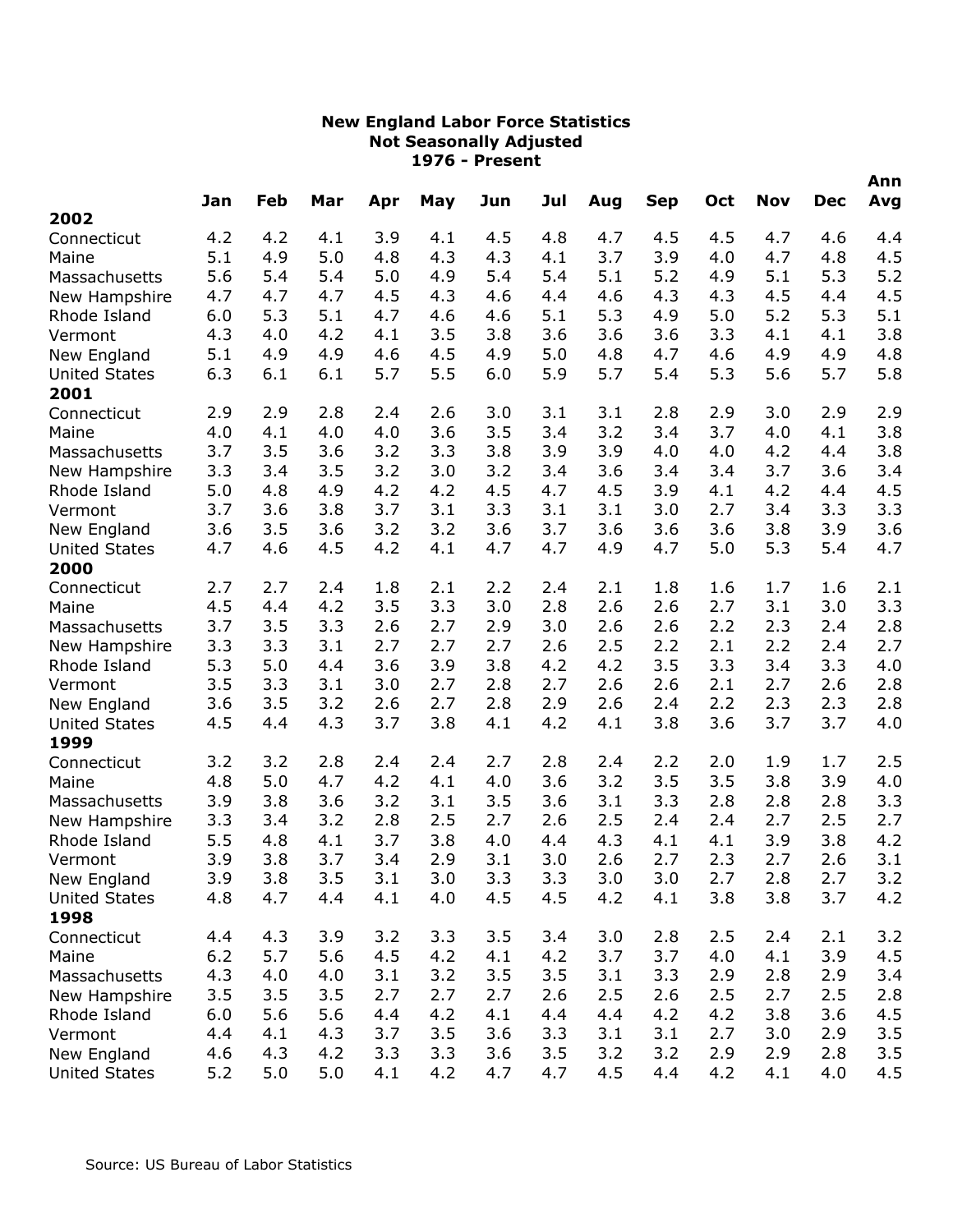# New England Labor Force Statistics
## Not Seasonally Adjusted
## 1976 - Present

| | Jan | Feb | Mar | Apr | May | Jun | Jul | Aug | Sep | Oct | Nov | Dec | Ann Avg |
|---|---|---|---|---|---|---|---|---|---|---|---|---|---|
| **2002** | | | | | | | | | | | | | |
| Connecticut | 4.2 | 4.2 | 4.1 | 3.9 | 4.1 | 4.5 | 4.8 | 4.7 | 4.5 | 4.5 | 4.7 | 4.6 | 4.4 |
| Maine | 5.1 | 4.9 | 5.0 | 4.8 | 4.3 | 4.3 | 4.1 | 3.7 | 3.9 | 4.0 | 4.7 | 4.8 | 4.5 |
| Massachusetts | 5.6 | 5.4 | 5.4 | 5.0 | 4.9 | 5.4 | 5.4 | 5.1 | 5.2 | 4.9 | 5.1 | 5.3 | 5.2 |
| New Hampshire | 4.7 | 4.7 | 4.7 | 4.5 | 4.3 | 4.6 | 4.4 | 4.6 | 4.3 | 4.3 | 4.5 | 4.4 | 4.5 |
| Rhode Island | 6.0 | 5.3 | 5.1 | 4.7 | 4.6 | 4.6 | 5.1 | 5.3 | 4.9 | 5.0 | 5.2 | 5.3 | 5.1 |
| Vermont | 4.3 | 4.0 | 4.2 | 4.1 | 3.5 | 3.8 | 3.6 | 3.6 | 3.6 | 3.3 | 4.1 | 4.1 | 3.8 |
| New England | 5.1 | 4.9 | 4.9 | 4.6 | 4.5 | 4.9 | 5.0 | 4.8 | 4.7 | 4.6 | 4.9 | 4.9 | 4.8 |
| United States | 6.3 | 6.1 | 6.1 | 5.7 | 5.5 | 6.0 | 5.9 | 5.7 | 5.4 | 5.3 | 5.6 | 5.7 | 5.8 |
| **2001** | | | | | | | | | | | | | |
| Connecticut | 2.9 | 2.9 | 2.8 | 2.4 | 2.6 | 3.0 | 3.1 | 3.1 | 2.8 | 2.9 | 3.0 | 2.9 | 2.9 |
| Maine | 4.0 | 4.1 | 4.0 | 4.0 | 3.6 | 3.5 | 3.4 | 3.2 | 3.4 | 3.7 | 4.0 | 4.1 | 3.8 |
| Massachusetts | 3.7 | 3.5 | 3.6 | 3.2 | 3.3 | 3.8 | 3.9 | 3.9 | 4.0 | 4.0 | 4.2 | 4.4 | 3.8 |
| New Hampshire | 3.3 | 3.4 | 3.5 | 3.2 | 3.0 | 3.2 | 3.4 | 3.6 | 3.4 | 3.4 | 3.7 | 3.6 | 3.4 |
| Rhode Island | 5.0 | 4.8 | 4.9 | 4.2 | 4.2 | 4.5 | 4.7 | 4.5 | 3.9 | 4.1 | 4.2 | 4.4 | 4.5 |
| Vermont | 3.7 | 3.6 | 3.8 | 3.7 | 3.1 | 3.3 | 3.1 | 3.1 | 3.0 | 2.7 | 3.4 | 3.3 | 3.3 |
| New England | 3.6 | 3.5 | 3.6 | 3.2 | 3.2 | 3.6 | 3.7 | 3.6 | 3.6 | 3.6 | 3.8 | 3.9 | 3.6 |
| United States | 4.7 | 4.6 | 4.5 | 4.2 | 4.1 | 4.7 | 4.7 | 4.9 | 4.7 | 5.0 | 5.3 | 5.4 | 4.7 |
| **2000** | | | | | | | | | | | | | |
| Connecticut | 2.7 | 2.7 | 2.4 | 1.8 | 2.1 | 2.2 | 2.4 | 2.1 | 1.8 | 1.6 | 1.7 | 1.6 | 2.1 |
| Maine | 4.5 | 4.4 | 4.2 | 3.5 | 3.3 | 3.0 | 2.8 | 2.6 | 2.6 | 2.7 | 3.1 | 3.0 | 3.3 |
| Massachusetts | 3.7 | 3.5 | 3.3 | 2.6 | 2.7 | 2.9 | 3.0 | 2.6 | 2.6 | 2.2 | 2.3 | 2.4 | 2.8 |
| New Hampshire | 3.3 | 3.3 | 3.1 | 2.7 | 2.7 | 2.7 | 2.6 | 2.5 | 2.2 | 2.1 | 2.2 | 2.4 | 2.7 |
| Rhode Island | 5.3 | 5.0 | 4.4 | 3.6 | 3.9 | 3.8 | 4.2 | 4.2 | 3.5 | 3.3 | 3.4 | 3.3 | 4.0 |
| Vermont | 3.5 | 3.3 | 3.1 | 3.0 | 2.7 | 2.8 | 2.7 | 2.6 | 2.6 | 2.1 | 2.7 | 2.6 | 2.8 |
| New England | 3.6 | 3.5 | 3.2 | 2.6 | 2.7 | 2.8 | 2.9 | 2.6 | 2.4 | 2.2 | 2.3 | 2.3 | 2.8 |
| United States | 4.5 | 4.4 | 4.3 | 3.7 | 3.8 | 4.1 | 4.2 | 4.1 | 3.8 | 3.6 | 3.7 | 3.7 | 4.0 |
| **1999** | | | | | | | | | | | | | |
| Connecticut | 3.2 | 3.2 | 2.8 | 2.4 | 2.4 | 2.7 | 2.8 | 2.4 | 2.2 | 2.0 | 1.9 | 1.7 | 2.5 |
| Maine | 4.8 | 5.0 | 4.7 | 4.2 | 4.1 | 4.0 | 3.6 | 3.2 | 3.5 | 3.5 | 3.8 | 3.9 | 4.0 |
| Massachusetts | 3.9 | 3.8 | 3.6 | 3.2 | 3.1 | 3.5 | 3.6 | 3.1 | 3.3 | 2.8 | 2.8 | 2.8 | 3.3 |
| New Hampshire | 3.3 | 3.4 | 3.2 | 2.8 | 2.5 | 2.7 | 2.6 | 2.5 | 2.4 | 2.4 | 2.7 | 2.5 | 2.7 |
| Rhode Island | 5.5 | 4.8 | 4.1 | 3.7 | 3.8 | 4.0 | 4.4 | 4.3 | 4.1 | 4.1 | 3.9 | 3.8 | 4.2 |
| Vermont | 3.9 | 3.8 | 3.7 | 3.4 | 2.9 | 3.1 | 3.0 | 2.6 | 2.7 | 2.3 | 2.7 | 2.6 | 3.1 |
| New England | 3.9 | 3.8 | 3.5 | 3.1 | 3.0 | 3.3 | 3.3 | 3.0 | 3.0 | 2.7 | 2.8 | 2.7 | 3.2 |
| United States | 4.8 | 4.7 | 4.4 | 4.1 | 4.0 | 4.5 | 4.5 | 4.2 | 4.1 | 3.8 | 3.8 | 3.7 | 4.2 |
| **1998** | | | | | | | | | | | | | |
| Connecticut | 4.4 | 4.3 | 3.9 | 3.2 | 3.3 | 3.5 | 3.4 | 3.0 | 2.8 | 2.5 | 2.4 | 2.1 | 3.2 |
| Maine | 6.2 | 5.7 | 5.6 | 4.5 | 4.2 | 4.1 | 4.2 | 3.7 | 3.7 | 4.0 | 4.1 | 3.9 | 4.5 |
| Massachusetts | 4.3 | 4.0 | 4.0 | 3.1 | 3.2 | 3.5 | 3.5 | 3.1 | 3.3 | 2.9 | 2.8 | 2.9 | 3.4 |
| New Hampshire | 3.5 | 3.5 | 3.5 | 2.7 | 2.7 | 2.7 | 2.6 | 2.5 | 2.6 | 2.5 | 2.7 | 2.5 | 2.8 |
| Rhode Island | 6.0 | 5.6 | 5.6 | 4.4 | 4.2 | 4.1 | 4.4 | 4.4 | 4.2 | 4.2 | 3.8 | 3.6 | 4.5 |
| Vermont | 4.4 | 4.1 | 4.3 | 3.7 | 3.5 | 3.6 | 3.3 | 3.1 | 3.1 | 2.7 | 3.0 | 2.9 | 3.5 |
| New England | 4.6 | 4.3 | 4.2 | 3.3 | 3.3 | 3.6 | 3.5 | 3.2 | 3.2 | 2.9 | 2.9 | 2.8 | 3.5 |
| United States | 5.2 | 5.0 | 5.0 | 4.1 | 4.2 | 4.7 | 4.7 | 4.5 | 4.4 | 4.2 | 4.1 | 4.0 | 4.5 |

Source: US Bureau of Labor Statistics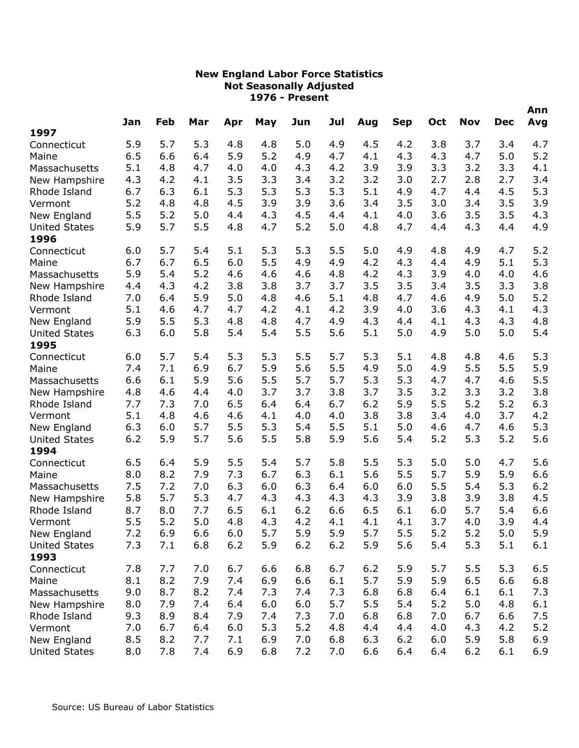**New England Labor Force Statistics**
**Not Seasonally Adjusted**
**1976 - Present**

| | Jan | Feb | Mar | Apr | May | Jun | Jul | Aug | Sep | Oct | Nov | Dec | Ann Avg |
|---|---|---|---|---|---|---|---|---|---|---|---|---|---|
| **1997** | | | | | | | | | | | | | |
| Connecticut | 5.9 | 5.7 | 5.3 | 4.8 | 4.8 | 5.0 | 4.9 | 4.5 | 4.2 | 3.8 | 3.7 | 3.4 | 4.7 |
| Maine | 6.5 | 6.6 | 6.4 | 5.9 | 5.2 | 4.9 | 4.7 | 4.1 | 4.3 | 4.3 | 4.7 | 5.0 | 5.2 |
| Massachusetts | 5.1 | 4.8 | 4.7 | 4.0 | 4.0 | 4.3 | 4.2 | 3.9 | 3.9 | 3.3 | 3.2 | 3.3 | 4.1 |
| New Hampshire | 4.3 | 4.2 | 4.1 | 3.5 | 3.3 | 3.4 | 3.2 | 3.2 | 3.0 | 2.7 | 2.8 | 2.7 | 3.4 |
| Rhode Island | 6.7 | 6.3 | 6.1 | 5.3 | 5.3 | 5.3 | 5.3 | 5.1 | 4.9 | 4.7 | 4.4 | 4.5 | 5.3 |
| Vermont | 5.2 | 4.8 | 4.8 | 4.5 | 3.9 | 3.9 | 3.6 | 3.4 | 3.5 | 3.0 | 3.4 | 3.5 | 3.9 |
| New England | 5.5 | 5.2 | 5.0 | 4.4 | 4.3 | 4.5 | 4.4 | 4.1 | 4.0 | 3.6 | 3.5 | 3.5 | 4.3 |
| United States | 5.9 | 5.7 | 5.5 | 4.8 | 4.7 | 5.2 | 5.0 | 4.8 | 4.7 | 4.4 | 4.3 | 4.4 | 4.9 |
| **1996** | | | | | | | | | | | | | |
| Connecticut | 6.0 | 5.7 | 5.4 | 5.1 | 5.3 | 5.3 | 5.5 | 5.0 | 4.9 | 4.8 | 4.9 | 4.7 | 5.2 |
| Maine | 6.7 | 6.7 | 6.5 | 6.0 | 5.5 | 4.9 | 4.9 | 4.2 | 4.3 | 4.4 | 4.9 | 5.1 | 5.3 |
| Massachusetts | 5.9 | 5.4 | 5.2 | 4.6 | 4.6 | 4.6 | 4.8 | 4.2 | 4.3 | 3.9 | 4.0 | 4.0 | 4.6 |
| New Hampshire | 4.4 | 4.3 | 4.2 | 3.8 | 3.8 | 3.7 | 3.7 | 3.5 | 3.5 | 3.4 | 3.5 | 3.3 | 3.8 |
| Rhode Island | 7.0 | 6.4 | 5.9 | 5.0 | 4.8 | 4.6 | 5.1 | 4.8 | 4.7 | 4.6 | 4.9 | 5.0 | 5.2 |
| Vermont | 5.1 | 4.6 | 4.7 | 4.7 | 4.2 | 4.1 | 4.2 | 3.9 | 4.0 | 3.6 | 4.3 | 4.1 | 4.3 |
| New England | 5.9 | 5.5 | 5.3 | 4.8 | 4.8 | 4.7 | 4.9 | 4.3 | 4.4 | 4.1 | 4.3 | 4.3 | 4.8 |
| United States | 6.3 | 6.0 | 5.8 | 5.4 | 5.4 | 5.5 | 5.6 | 5.1 | 5.0 | 4.9 | 5.0 | 5.0 | 5.4 |
| **1995** | | | | | | | | | | | | | |
| Connecticut | 6.0 | 5.7 | 5.4 | 5.3 | 5.3 | 5.5 | 5.7 | 5.3 | 5.1 | 4.8 | 4.8 | 4.6 | 5.3 |
| Maine | 7.4 | 7.1 | 6.9 | 6.7 | 5.9 | 5.6 | 5.5 | 4.9 | 5.0 | 4.9 | 5.5 | 5.5 | 5.9 |
| Massachusetts | 6.6 | 6.1 | 5.9 | 5.6 | 5.5 | 5.7 | 5.7 | 5.3 | 5.3 | 4.7 | 4.7 | 4.6 | 5.5 |
| New Hampshire | 4.8 | 4.6 | 4.4 | 4.0 | 3.7 | 3.7 | 3.8 | 3.7 | 3.5 | 3.2 | 3.3 | 3.2 | 3.8 |
| Rhode Island | 7.7 | 7.3 | 7.0 | 6.5 | 6.4 | 6.4 | 6.7 | 6.2 | 5.9 | 5.5 | 5.2 | 5.2 | 6.3 |
| Vermont | 5.1 | 4.8 | 4.6 | 4.6 | 4.1 | 4.0 | 4.0 | 3.8 | 3.8 | 3.4 | 4.0 | 3.7 | 4.2 |
| New England | 6.3 | 6.0 | 5.7 | 5.5 | 5.3 | 5.4 | 5.5 | 5.1 | 5.0 | 4.6 | 4.7 | 4.6 | 5.3 |
| United States | 6.2 | 5.9 | 5.7 | 5.6 | 5.5 | 5.8 | 5.9 | 5.6 | 5.4 | 5.2 | 5.3 | 5.2 | 5.6 |
| **1994** | | | | | | | | | | | | | |
| Connecticut | 6.5 | 6.4 | 5.9 | 5.5 | 5.4 | 5.7 | 5.8 | 5.5 | 5.3 | 5.0 | 5.0 | 4.7 | 5.6 |
| Maine | 8.0 | 8.2 | 7.9 | 7.3 | 6.7 | 6.3 | 6.1 | 5.6 | 5.5 | 5.7 | 5.9 | 5.9 | 6.6 |
| Massachusetts | 7.5 | 7.2 | 7.0 | 6.3 | 6.0 | 6.3 | 6.4 | 6.0 | 6.0 | 5.5 | 5.4 | 5.3 | 6.2 |
| New Hampshire | 5.8 | 5.7 | 5.3 | 4.7 | 4.3 | 4.3 | 4.3 | 4.3 | 3.9 | 3.8 | 3.9 | 3.8 | 4.5 |
| Rhode Island | 8.7 | 8.0 | 7.7 | 6.5 | 6.1 | 6.2 | 6.6 | 6.5 | 6.1 | 6.0 | 5.7 | 5.4 | 6.6 |
| Vermont | 5.5 | 5.2 | 5.0 | 4.8 | 4.3 | 4.2 | 4.1 | 4.1 | 4.1 | 3.7 | 4.0 | 3.9 | 4.4 |
| New England | 7.2 | 6.9 | 6.6 | 6.0 | 5.7 | 5.9 | 5.9 | 5.7 | 5.5 | 5.2 | 5.2 | 5.0 | 5.9 |
| United States | 7.3 | 7.1 | 6.8 | 6.2 | 5.9 | 6.2 | 6.2 | 5.9 | 5.6 | 5.4 | 5.3 | 5.1 | 6.1 |
| **1993** | | | | | | | | | | | | | |
| Connecticut | 7.8 | 7.7 | 7.0 | 6.7 | 6.6 | 6.8 | 6.7 | 6.2 | 5.9 | 5.7 | 5.5 | 5.3 | 6.5 |
| Maine | 8.1 | 8.2 | 7.9 | 7.4 | 6.9 | 6.6 | 6.1 | 5.7 | 5.9 | 5.9 | 6.5 | 6.6 | 6.8 |
| Massachusetts | 9.0 | 8.7 | 8.2 | 7.4 | 7.3 | 7.4 | 7.3 | 6.8 | 6.8 | 6.4 | 6.1 | 6.1 | 7.3 |
| New Hampshire | 8.0 | 7.9 | 7.4 | 6.4 | 6.0 | 6.0 | 5.7 | 5.5 | 5.4 | 5.2 | 5.0 | 4.8 | 6.1 |
| Rhode Island | 9.3 | 8.9 | 8.4 | 7.9 | 7.4 | 7.3 | 7.0 | 6.8 | 6.8 | 7.0 | 6.7 | 6.6 | 7.5 |
| Vermont | 7.0 | 6.7 | 6.4 | 6.0 | 5.3 | 5.2 | 4.8 | 4.4 | 4.4 | 4.0 | 4.3 | 4.2 | 5.2 |
| New England | 8.5 | 8.2 | 7.7 | 7.1 | 6.9 | 7.0 | 6.8 | 6.3 | 6.2 | 6.0 | 5.9 | 5.8 | 6.9 |
| United States | 8.0 | 7.8 | 7.4 | 6.9 | 6.8 | 7.2 | 7.0 | 6.6 | 6.4 | 6.4 | 6.2 | 6.1 | 6.9 |

Source: US Bureau of Labor Statistics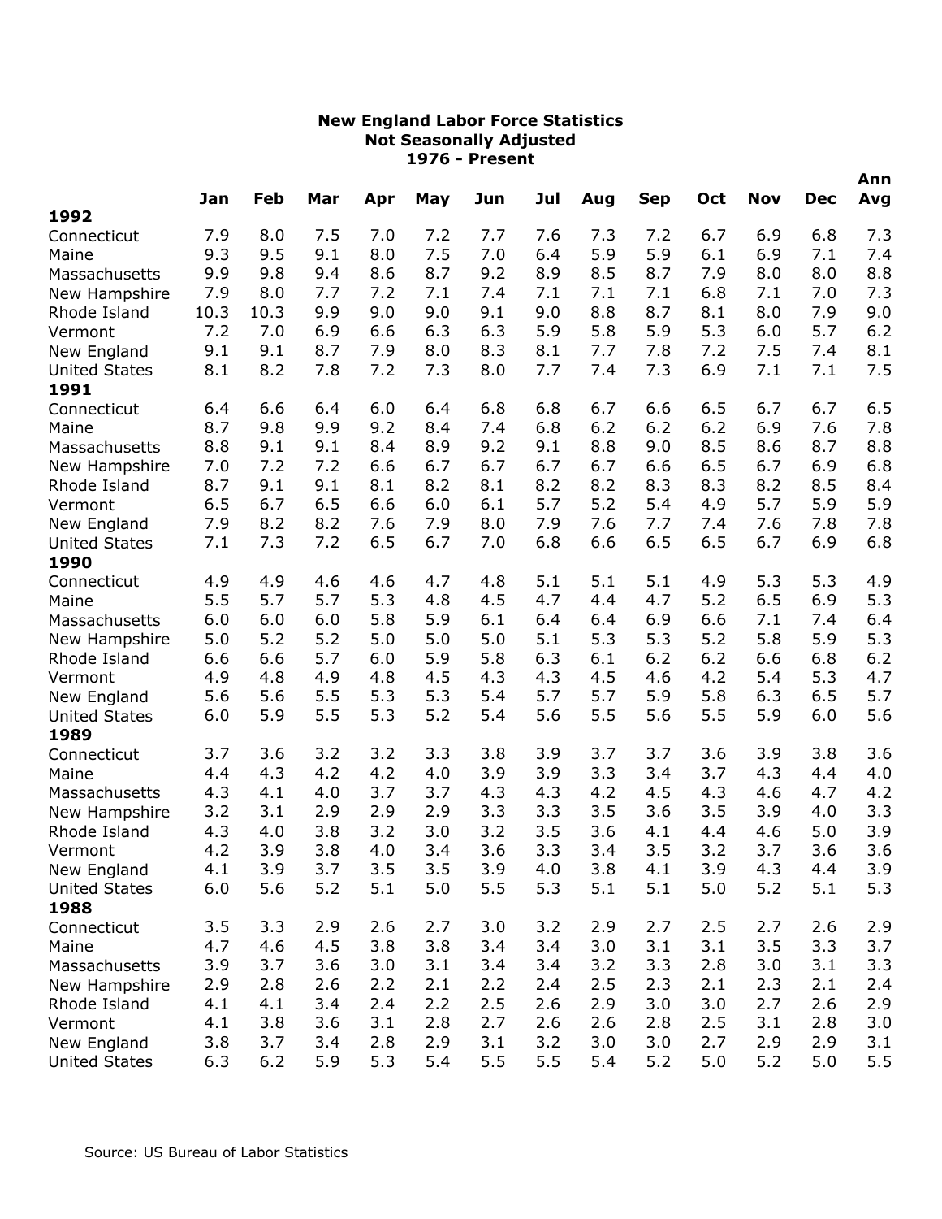**New England Labor Force Statistics**
**Not Seasonally Adjusted**
**1976 - Present**

| | Jan | Feb | Mar | Apr | May | Jun | Jul | Aug | Sep | Oct | Nov | Dec | Ann Avg |
|---|---|---|---|---|---|---|---|---|---|---|---|---|---|
| **1992** | | | | | | | | | | | | | |
| Connecticut | 7.9 | 8.0 | 7.5 | 7.0 | 7.2 | 7.7 | 7.6 | 7.3 | 7.2 | 6.7 | 6.9 | 6.8 | 7.3 |
| Maine | 9.3 | 9.5 | 9.1 | 8.0 | 7.5 | 7.0 | 6.4 | 5.9 | 5.9 | 6.1 | 6.9 | 7.1 | 7.4 |
| Massachusetts | 9.9 | 9.8 | 9.4 | 8.6 | 8.7 | 9.2 | 8.9 | 8.5 | 8.7 | 7.9 | 8.0 | 8.0 | 8.8 |
| New Hampshire | 7.9 | 8.0 | 7.7 | 7.2 | 7.1 | 7.4 | 7.1 | 7.1 | 7.1 | 6.8 | 7.1 | 7.0 | 7.3 |
| Rhode Island | 10.3 | 10.3 | 9.9 | 9.0 | 9.0 | 9.1 | 9.0 | 8.8 | 8.7 | 8.1 | 8.0 | 7.9 | 9.0 |
| Vermont | 7.2 | 7.0 | 6.9 | 6.6 | 6.3 | 6.3 | 5.9 | 5.8 | 5.9 | 5.3 | 6.0 | 5.7 | 6.2 |
| New England | 9.1 | 9.1 | 8.7 | 7.9 | 8.0 | 8.3 | 8.1 | 7.7 | 7.8 | 7.2 | 7.5 | 7.4 | 8.1 |
| United States | 8.1 | 8.2 | 7.8 | 7.2 | 7.3 | 8.0 | 7.7 | 7.4 | 7.3 | 6.9 | 7.1 | 7.1 | 7.5 |
| **1991** | | | | | | | | | | | | | |
| Connecticut | 6.4 | 6.6 | 6.4 | 6.0 | 6.4 | 6.8 | 6.8 | 6.7 | 6.6 | 6.5 | 6.7 | 6.7 | 6.5 |
| Maine | 8.7 | 9.8 | 9.9 | 9.2 | 8.4 | 7.4 | 6.8 | 6.2 | 6.2 | 6.2 | 6.9 | 7.6 | 7.8 |
| Massachusetts | 8.8 | 9.1 | 9.1 | 8.4 | 8.9 | 9.2 | 9.1 | 8.8 | 9.0 | 8.5 | 8.6 | 8.7 | 8.8 |
| New Hampshire | 7.0 | 7.2 | 7.2 | 6.6 | 6.7 | 6.7 | 6.7 | 6.7 | 6.6 | 6.5 | 6.7 | 6.9 | 6.8 |
| Rhode Island | 8.7 | 9.1 | 9.1 | 8.1 | 8.2 | 8.1 | 8.2 | 8.2 | 8.3 | 8.3 | 8.2 | 8.5 | 8.4 |
| Vermont | 6.5 | 6.7 | 6.5 | 6.6 | 6.0 | 6.1 | 5.7 | 5.2 | 5.4 | 4.9 | 5.7 | 5.9 | 5.9 |
| New England | 7.9 | 8.2 | 8.2 | 7.6 | 7.9 | 8.0 | 7.9 | 7.6 | 7.7 | 7.4 | 7.6 | 7.8 | 7.8 |
| United States | 7.1 | 7.3 | 7.2 | 6.5 | 6.7 | 7.0 | 6.8 | 6.6 | 6.5 | 6.5 | 6.7 | 6.9 | 6.8 |
| **1990** | | | | | | | | | | | | | |
| Connecticut | 4.9 | 4.9 | 4.6 | 4.6 | 4.7 | 4.8 | 5.1 | 5.1 | 5.1 | 4.9 | 5.3 | 5.3 | 4.9 |
| Maine | 5.5 | 5.7 | 5.7 | 5.3 | 4.8 | 4.5 | 4.7 | 4.4 | 4.7 | 5.2 | 6.5 | 6.9 | 5.3 |
| Massachusetts | 6.0 | 6.0 | 6.0 | 5.8 | 5.9 | 6.1 | 6.4 | 6.4 | 6.9 | 6.6 | 7.1 | 7.4 | 6.4 |
| New Hampshire | 5.0 | 5.2 | 5.2 | 5.0 | 5.0 | 5.0 | 5.1 | 5.3 | 5.3 | 5.2 | 5.8 | 5.9 | 5.3 |
| Rhode Island | 6.6 | 6.6 | 5.7 | 6.0 | 5.9 | 5.8 | 6.3 | 6.1 | 6.2 | 6.2 | 6.6 | 6.8 | 6.2 |
| Vermont | 4.9 | 4.8 | 4.9 | 4.8 | 4.5 | 4.3 | 4.3 | 4.5 | 4.6 | 4.2 | 5.4 | 5.3 | 4.7 |
| New England | 5.6 | 5.6 | 5.5 | 5.3 | 5.3 | 5.4 | 5.7 | 5.7 | 5.9 | 5.8 | 6.3 | 6.5 | 5.7 |
| United States | 6.0 | 5.9 | 5.5 | 5.3 | 5.2 | 5.4 | 5.6 | 5.5 | 5.6 | 5.5 | 5.9 | 6.0 | 5.6 |
| **1989** | | | | | | | | | | | | | |
| Connecticut | 3.7 | 3.6 | 3.2 | 3.2 | 3.3 | 3.8 | 3.9 | 3.7 | 3.7 | 3.6 | 3.9 | 3.8 | 3.6 |
| Maine | 4.4 | 4.3 | 4.2 | 4.2 | 4.0 | 3.9 | 3.9 | 3.3 | 3.4 | 3.7 | 4.3 | 4.4 | 4.0 |
| Massachusetts | 4.3 | 4.1 | 4.0 | 3.7 | 3.7 | 4.3 | 4.3 | 4.2 | 4.5 | 4.3 | 4.6 | 4.7 | 4.2 |
| New Hampshire | 3.2 | 3.1 | 2.9 | 2.9 | 2.9 | 3.3 | 3.3 | 3.5 | 3.6 | 3.5 | 3.9 | 4.0 | 3.3 |
| Rhode Island | 4.3 | 4.0 | 3.8 | 3.2 | 3.0 | 3.2 | 3.5 | 3.6 | 4.1 | 4.4 | 4.6 | 5.0 | 3.9 |
| Vermont | 4.2 | 3.9 | 3.8 | 4.0 | 3.4 | 3.6 | 3.3 | 3.4 | 3.5 | 3.2 | 3.7 | 3.6 | 3.6 |
| New England | 4.1 | 3.9 | 3.7 | 3.5 | 3.5 | 3.9 | 4.0 | 3.8 | 4.1 | 3.9 | 4.3 | 4.4 | 3.9 |
| United States | 6.0 | 5.6 | 5.2 | 5.1 | 5.0 | 5.5 | 5.3 | 5.1 | 5.1 | 5.0 | 5.2 | 5.1 | 5.3 |
| **1988** | | | | | | | | | | | | | |
| Connecticut | 3.5 | 3.3 | 2.9 | 2.6 | 2.7 | 3.0 | 3.2 | 2.9 | 2.7 | 2.5 | 2.7 | 2.6 | 2.9 |
| Maine | 4.7 | 4.6 | 4.5 | 3.8 | 3.8 | 3.4 | 3.4 | 3.0 | 3.1 | 3.1 | 3.5 | 3.3 | 3.7 |
| Massachusetts | 3.9 | 3.7 | 3.6 | 3.0 | 3.1 | 3.4 | 3.4 | 3.2 | 3.3 | 2.8 | 3.0 | 3.1 | 3.3 |
| New Hampshire | 2.9 | 2.8 | 2.6 | 2.2 | 2.1 | 2.2 | 2.4 | 2.5 | 2.3 | 2.1 | 2.3 | 2.1 | 2.4 |
| Rhode Island | 4.1 | 4.1 | 3.4 | 2.4 | 2.2 | 2.5 | 2.6 | 2.9 | 3.0 | 3.0 | 2.7 | 2.6 | 2.9 |
| Vermont | 4.1 | 3.8 | 3.6 | 3.1 | 2.8 | 2.7 | 2.6 | 2.6 | 2.8 | 2.5 | 3.1 | 2.8 | 3.0 |
| New England | 3.8 | 3.7 | 3.4 | 2.8 | 2.9 | 3.1 | 3.2 | 3.0 | 3.0 | 2.7 | 2.9 | 2.9 | 3.1 |
| United States | 6.3 | 6.2 | 5.9 | 5.3 | 5.4 | 5.5 | 5.5 | 5.4 | 5.2 | 5.0 | 5.2 | 5.0 | 5.5 |

Source: US Bureau of Labor Statistics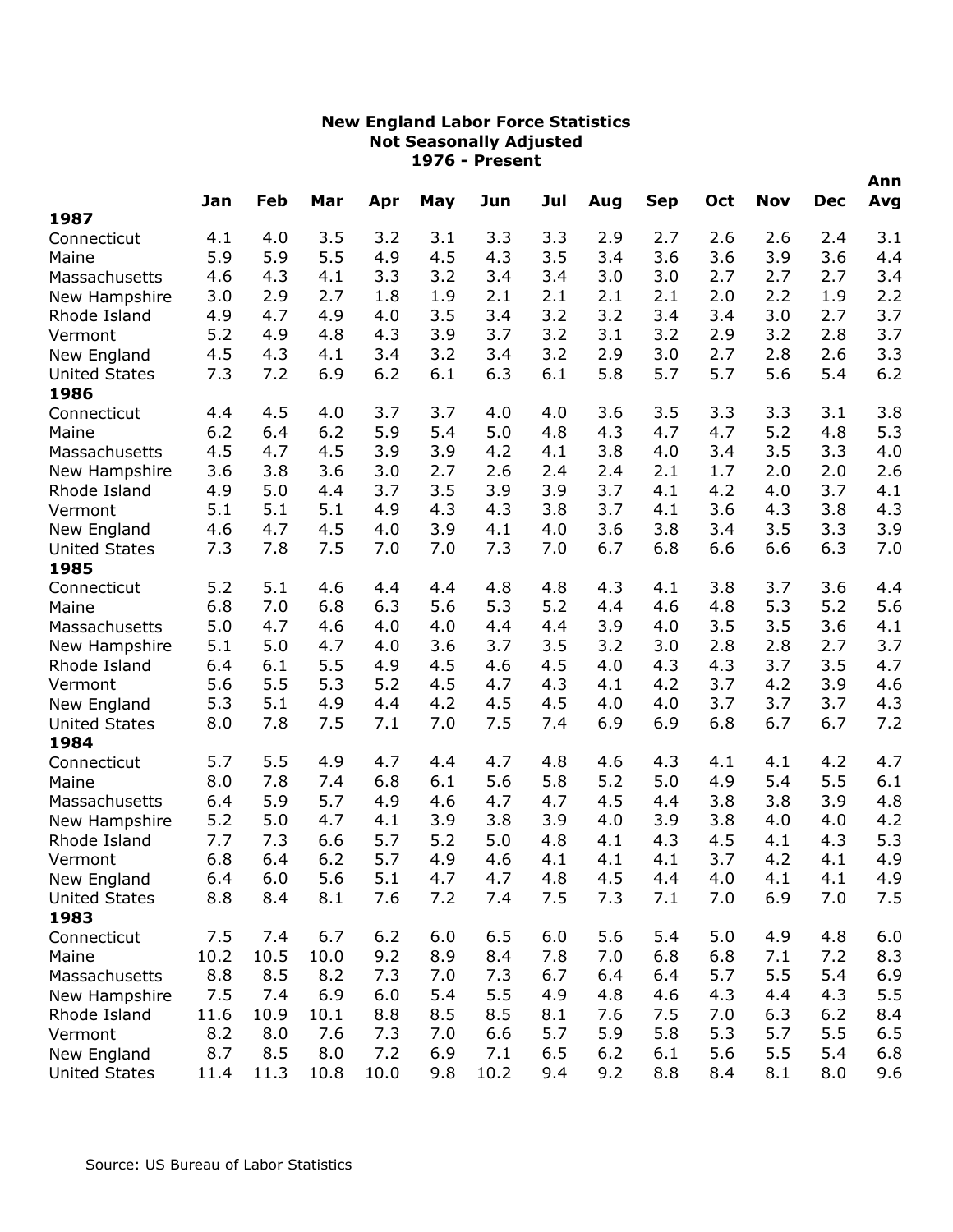# New England Labor Force Statistics
## Not Seasonally Adjusted
## 1976 - Present

| | Jan | Feb | Mar | Apr | May | Jun | Jul | Aug | Sep | Oct | Nov | Dec | Ann Avg |
|---|---|---|---|---|---|---|---|---|---|---|---|---|---|
| **1987** | | | | | | | | | | | | | |
| Connecticut | 4.1 | 4.0 | 3.5 | 3.2 | 3.1 | 3.3 | 3.3 | 2.9 | 2.7 | 2.6 | 2.6 | 2.4 | 3.1 |
| Maine | 5.9 | 5.9 | 5.5 | 4.9 | 4.5 | 4.3 | 3.5 | 3.4 | 3.6 | 3.6 | 3.9 | 3.6 | 4.4 |
| Massachusetts | 4.6 | 4.3 | 4.1 | 3.3 | 3.2 | 3.4 | 3.4 | 3.0 | 3.0 | 2.7 | 2.7 | 2.7 | 3.4 |
| New Hampshire | 3.0 | 2.9 | 2.7 | 1.8 | 1.9 | 2.1 | 2.1 | 2.1 | 2.1 | 2.0 | 2.2 | 1.9 | 2.2 |
| Rhode Island | 4.9 | 4.7 | 4.9 | 4.0 | 3.5 | 3.4 | 3.2 | 3.2 | 3.4 | 3.4 | 3.0 | 2.7 | 3.7 |
| Vermont | 5.2 | 4.9 | 4.8 | 4.3 | 3.9 | 3.7 | 3.2 | 3.1 | 3.2 | 2.9 | 3.2 | 2.8 | 3.7 |
| New England | 4.5 | 4.3 | 4.1 | 3.4 | 3.2 | 3.4 | 3.2 | 2.9 | 3.0 | 2.7 | 2.8 | 2.6 | 3.3 |
| United States | 7.3 | 7.2 | 6.9 | 6.2 | 6.1 | 6.3 | 6.1 | 5.8 | 5.7 | 5.7 | 5.6 | 5.4 | 6.2 |
| **1986** | | | | | | | | | | | | | |
| Connecticut | 4.4 | 4.5 | 4.0 | 3.7 | 3.7 | 4.0 | 4.0 | 3.6 | 3.5 | 3.3 | 3.3 | 3.1 | 3.8 |
| Maine | 6.2 | 6.4 | 6.2 | 5.9 | 5.4 | 5.0 | 4.8 | 4.3 | 4.7 | 4.7 | 5.2 | 4.8 | 5.3 |
| Massachusetts | 4.5 | 4.7 | 4.5 | 3.9 | 3.9 | 4.2 | 4.1 | 3.8 | 4.0 | 3.4 | 3.5 | 3.3 | 4.0 |
| New Hampshire | 3.6 | 3.8 | 3.6 | 3.0 | 2.7 | 2.6 | 2.4 | 2.4 | 2.1 | 1.7 | 2.0 | 2.0 | 2.6 |
| Rhode Island | 4.9 | 5.0 | 4.4 | 3.7 | 3.5 | 3.9 | 3.9 | 3.7 | 4.1 | 4.2 | 4.0 | 3.7 | 4.1 |
| Vermont | 5.1 | 5.1 | 5.1 | 4.9 | 4.3 | 4.3 | 3.8 | 3.7 | 4.1 | 3.6 | 4.3 | 3.8 | 4.3 |
| New England | 4.6 | 4.7 | 4.5 | 4.0 | 3.9 | 4.1 | 4.0 | 3.6 | 3.8 | 3.4 | 3.5 | 3.3 | 3.9 |
| United States | 7.3 | 7.8 | 7.5 | 7.0 | 7.0 | 7.3 | 7.0 | 6.7 | 6.8 | 6.6 | 6.6 | 6.3 | 7.0 |
| **1985** | | | | | | | | | | | | | |
| Connecticut | 5.2 | 5.1 | 4.6 | 4.4 | 4.4 | 4.8 | 4.8 | 4.3 | 4.1 | 3.8 | 3.7 | 3.6 | 4.4 |
| Maine | 6.8 | 7.0 | 6.8 | 6.3 | 5.6 | 5.3 | 5.2 | 4.4 | 4.6 | 4.8 | 5.3 | 5.2 | 5.6 |
| Massachusetts | 5.0 | 4.7 | 4.6 | 4.0 | 4.0 | 4.4 | 4.4 | 3.9 | 4.0 | 3.5 | 3.5 | 3.6 | 4.1 |
| New Hampshire | 5.1 | 5.0 | 4.7 | 4.0 | 3.6 | 3.7 | 3.5 | 3.2 | 3.0 | 2.8 | 2.8 | 2.7 | 3.7 |
| Rhode Island | 6.4 | 6.1 | 5.5 | 4.9 | 4.5 | 4.6 | 4.5 | 4.0 | 4.3 | 4.3 | 3.7 | 3.5 | 4.7 |
| Vermont | 5.6 | 5.5 | 5.3 | 5.2 | 4.5 | 4.7 | 4.3 | 4.1 | 4.2 | 3.7 | 4.2 | 3.9 | 4.6 |
| New England | 5.3 | 5.1 | 4.9 | 4.4 | 4.2 | 4.5 | 4.5 | 4.0 | 4.0 | 3.7 | 3.7 | 3.7 | 4.3 |
| United States | 8.0 | 7.8 | 7.5 | 7.1 | 7.0 | 7.5 | 7.4 | 6.9 | 6.9 | 6.8 | 6.7 | 6.7 | 7.2 |
| **1984** | | | | | | | | | | | | | |
| Connecticut | 5.7 | 5.5 | 4.9 | 4.7 | 4.4 | 4.7 | 4.8 | 4.6 | 4.3 | 4.1 | 4.1 | 4.2 | 4.7 |
| Maine | 8.0 | 7.8 | 7.4 | 6.8 | 6.1 | 5.6 | 5.8 | 5.2 | 5.0 | 4.9 | 5.4 | 5.5 | 6.1 |
| Massachusetts | 6.4 | 5.9 | 5.7 | 4.9 | 4.6 | 4.7 | 4.7 | 4.5 | 4.4 | 3.8 | 3.8 | 3.9 | 4.8 |
| New Hampshire | 5.2 | 5.0 | 4.7 | 4.1 | 3.9 | 3.8 | 3.9 | 4.0 | 3.9 | 3.8 | 4.0 | 4.0 | 4.2 |
| Rhode Island | 7.7 | 7.3 | 6.6 | 5.7 | 5.2 | 5.0 | 4.8 | 4.1 | 4.3 | 4.5 | 4.1 | 4.3 | 5.3 |
| Vermont | 6.8 | 6.4 | 6.2 | 5.7 | 4.9 | 4.6 | 4.1 | 4.1 | 4.1 | 3.7 | 4.2 | 4.1 | 4.9 |
| New England | 6.4 | 6.0 | 5.6 | 5.1 | 4.7 | 4.7 | 4.8 | 4.5 | 4.4 | 4.0 | 4.1 | 4.1 | 4.9 |
| United States | 8.8 | 8.4 | 8.1 | 7.6 | 7.2 | 7.4 | 7.5 | 7.3 | 7.1 | 7.0 | 6.9 | 7.0 | 7.5 |
| **1983** | | | | | | | | | | | | | |
| Connecticut | 7.5 | 7.4 | 6.7 | 6.2 | 6.0 | 6.5 | 6.0 | 5.6 | 5.4 | 5.0 | 4.9 | 4.8 | 6.0 |
| Maine | 10.2 | 10.5 | 10.0 | 9.2 | 8.9 | 8.4 | 7.8 | 7.0 | 6.8 | 6.8 | 7.1 | 7.2 | 8.3 |
| Massachusetts | 8.8 | 8.5 | 8.2 | 7.3 | 7.0 | 7.3 | 6.7 | 6.4 | 6.4 | 5.7 | 5.5 | 5.4 | 6.9 |
| New Hampshire | 7.5 | 7.4 | 6.9 | 6.0 | 5.4 | 5.5 | 4.9 | 4.8 | 4.6 | 4.3 | 4.4 | 4.3 | 5.5 |
| Rhode Island | 11.6 | 10.9 | 10.1 | 8.8 | 8.5 | 8.5 | 8.1 | 7.6 | 7.5 | 7.0 | 6.3 | 6.2 | 8.4 |
| Vermont | 8.2 | 8.0 | 7.6 | 7.3 | 7.0 | 6.6 | 5.7 | 5.9 | 5.8 | 5.3 | 5.7 | 5.5 | 6.5 |
| New England | 8.7 | 8.5 | 8.0 | 7.2 | 6.9 | 7.1 | 6.5 | 6.2 | 6.1 | 5.6 | 5.5 | 5.4 | 6.8 |
| United States | 11.4 | 11.3 | 10.8 | 10.0 | 9.8 | 10.2 | 9.4 | 9.2 | 8.8 | 8.4 | 8.1 | 8.0 | 9.6 |

Source: US Bureau of Labor Statistics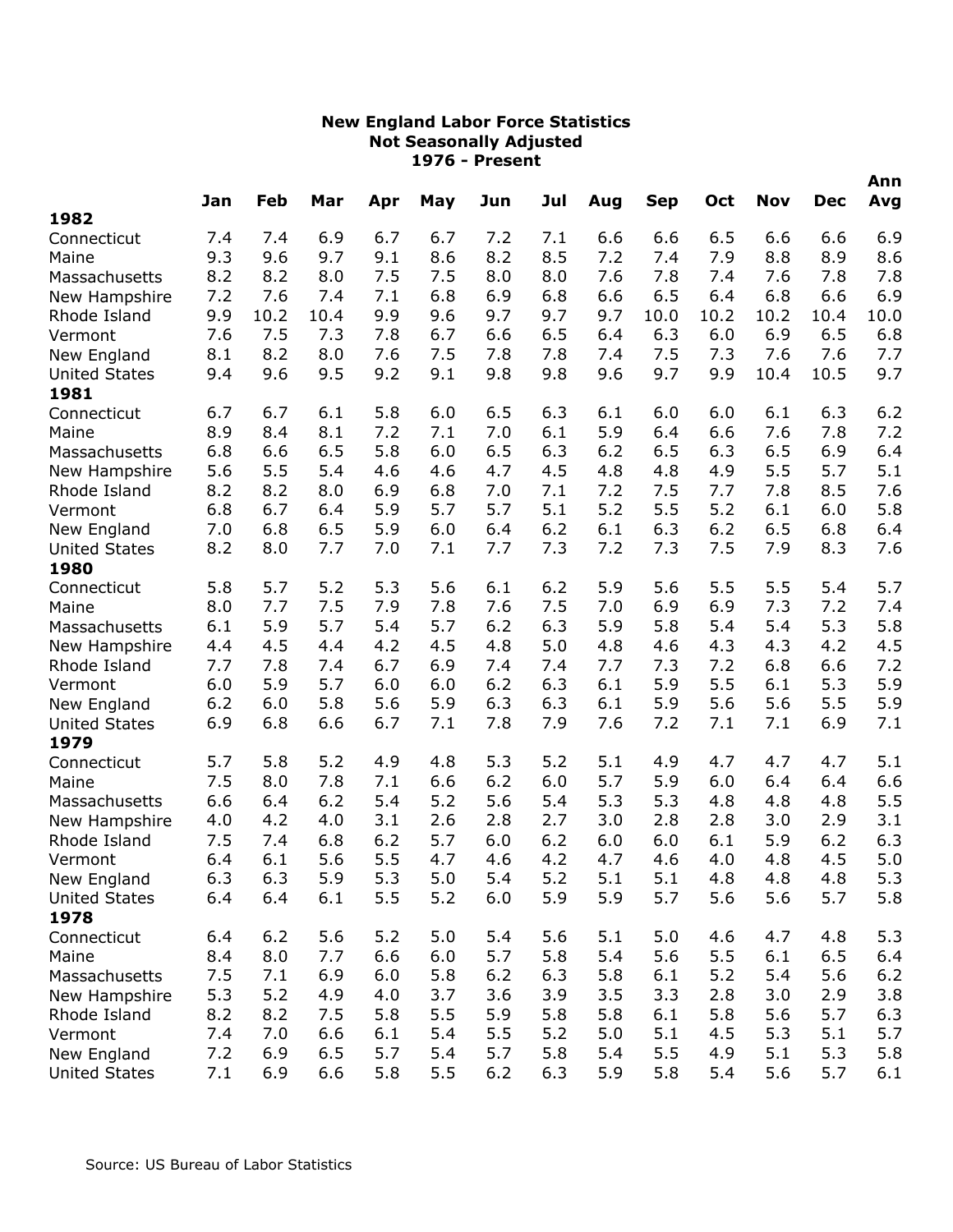# New England Labor Force Statistics
## Not Seasonally Adjusted
## 1976 - Present

| | Jan | Feb | Mar | Apr | May | Jun | Jul | Aug | Sep | Oct | Nov | Dec | Ann Avg |
|---|---|---|---|---|---|---|---|---|---|---|---|---|---|
| **1982** | | | | | | | | | | | | | |
| Connecticut | 7.4 | 7.4 | 6.9 | 6.7 | 6.7 | 7.2 | 7.1 | 6.6 | 6.6 | 6.5 | 6.6 | 6.6 | 6.9 |
| Maine | 9.3 | 9.6 | 9.7 | 9.1 | 8.6 | 8.2 | 8.5 | 7.2 | 7.4 | 7.9 | 8.8 | 8.9 | 8.6 |
| Massachusetts | 8.2 | 8.2 | 8.0 | 7.5 | 7.5 | 8.0 | 8.0 | 7.6 | 7.8 | 7.4 | 7.6 | 7.8 | 7.8 |
| New Hampshire | 7.2 | 7.6 | 7.4 | 7.1 | 6.8 | 6.9 | 6.8 | 6.6 | 6.5 | 6.4 | 6.8 | 6.6 | 6.9 |
| Rhode Island | 9.9 | 10.2 | 10.4 | 9.9 | 9.6 | 9.7 | 9.7 | 9.7 | 10.0 | 10.2 | 10.2 | 10.4 | 10.0 |
| Vermont | 7.6 | 7.5 | 7.3 | 7.8 | 6.7 | 6.6 | 6.5 | 6.4 | 6.3 | 6.0 | 6.9 | 6.5 | 6.8 |
| New England | 8.1 | 8.2 | 8.0 | 7.6 | 7.5 | 7.8 | 7.8 | 7.4 | 7.5 | 7.3 | 7.6 | 7.6 | 7.7 |
| United States | 9.4 | 9.6 | 9.5 | 9.2 | 9.1 | 9.8 | 9.8 | 9.6 | 9.7 | 9.9 | 10.4 | 10.5 | 9.7 |
| **1981** | | | | | | | | | | | | | |
| Connecticut | 6.7 | 6.7 | 6.1 | 5.8 | 6.0 | 6.5 | 6.3 | 6.1 | 6.0 | 6.0 | 6.1 | 6.3 | 6.2 |
| Maine | 8.9 | 8.4 | 8.1 | 7.2 | 7.1 | 7.0 | 6.1 | 5.9 | 6.4 | 6.6 | 7.6 | 7.8 | 7.2 |
| Massachusetts | 6.8 | 6.6 | 6.5 | 5.8 | 6.0 | 6.5 | 6.3 | 6.2 | 6.5 | 6.3 | 6.5 | 6.9 | 6.4 |
| New Hampshire | 5.6 | 5.5 | 5.4 | 4.6 | 4.6 | 4.7 | 4.5 | 4.8 | 4.8 | 4.9 | 5.5 | 5.7 | 5.1 |
| Rhode Island | 8.2 | 8.2 | 8.0 | 6.9 | 6.8 | 7.0 | 7.1 | 7.2 | 7.5 | 7.7 | 7.8 | 8.5 | 7.6 |
| Vermont | 6.8 | 6.7 | 6.4 | 5.9 | 5.7 | 5.7 | 5.1 | 5.2 | 5.5 | 5.2 | 6.1 | 6.0 | 5.8 |
| New England | 7.0 | 6.8 | 6.5 | 5.9 | 6.0 | 6.4 | 6.2 | 6.1 | 6.3 | 6.2 | 6.5 | 6.8 | 6.4 |
| United States | 8.2 | 8.0 | 7.7 | 7.0 | 7.1 | 7.7 | 7.3 | 7.2 | 7.3 | 7.5 | 7.9 | 8.3 | 7.6 |
| **1980** | | | | | | | | | | | | | |
| Connecticut | 5.8 | 5.7 | 5.2 | 5.3 | 5.6 | 6.1 | 6.2 | 5.9 | 5.6 | 5.5 | 5.5 | 5.4 | 5.7 |
| Maine | 8.0 | 7.7 | 7.5 | 7.9 | 7.8 | 7.6 | 7.5 | 7.0 | 6.9 | 6.9 | 7.3 | 7.2 | 7.4 |
| Massachusetts | 6.1 | 5.9 | 5.7 | 5.4 | 5.7 | 6.2 | 6.3 | 5.9 | 5.8 | 5.4 | 5.4 | 5.3 | 5.8 |
| New Hampshire | 4.4 | 4.5 | 4.4 | 4.2 | 4.5 | 4.8 | 5.0 | 4.8 | 4.6 | 4.3 | 4.3 | 4.2 | 4.5 |
| Rhode Island | 7.7 | 7.8 | 7.4 | 6.7 | 6.9 | 7.4 | 7.4 | 7.7 | 7.3 | 7.2 | 6.8 | 6.6 | 7.2 |
| Vermont | 6.0 | 5.9 | 5.7 | 6.0 | 6.0 | 6.2 | 6.3 | 6.1 | 5.9 | 5.5 | 6.1 | 5.3 | 5.9 |
| New England | 6.2 | 6.0 | 5.8 | 5.6 | 5.9 | 6.3 | 6.3 | 6.1 | 5.9 | 5.6 | 5.6 | 5.5 | 5.9 |
| United States | 6.9 | 6.8 | 6.6 | 6.7 | 7.1 | 7.8 | 7.9 | 7.6 | 7.2 | 7.1 | 7.1 | 6.9 | 7.1 |
| **1979** | | | | | | | | | | | | | |
| Connecticut | 5.7 | 5.8 | 5.2 | 4.9 | 4.8 | 5.3 | 5.2 | 5.1 | 4.9 | 4.7 | 4.7 | 4.7 | 5.1 |
| Maine | 7.5 | 8.0 | 7.8 | 7.1 | 6.6 | 6.2 | 6.0 | 5.7 | 5.9 | 6.0 | 6.4 | 6.4 | 6.6 |
| Massachusetts | 6.6 | 6.4 | 6.2 | 5.4 | 5.2 | 5.6 | 5.4 | 5.3 | 5.3 | 4.8 | 4.8 | 4.8 | 5.5 |
| New Hampshire | 4.0 | 4.2 | 4.0 | 3.1 | 2.6 | 2.8 | 2.7 | 3.0 | 2.8 | 2.8 | 3.0 | 2.9 | 3.1 |
| Rhode Island | 7.5 | 7.4 | 6.8 | 6.2 | 5.7 | 6.0 | 6.2 | 6.0 | 6.0 | 6.1 | 5.9 | 6.2 | 6.3 |
| Vermont | 6.4 | 6.1 | 5.6 | 5.5 | 4.7 | 4.6 | 4.2 | 4.7 | 4.6 | 4.0 | 4.8 | 4.5 | 5.0 |
| New England | 6.3 | 6.3 | 5.9 | 5.3 | 5.0 | 5.4 | 5.2 | 5.1 | 5.1 | 4.8 | 4.8 | 4.8 | 5.3 |
| United States | 6.4 | 6.4 | 6.1 | 5.5 | 5.2 | 6.0 | 5.9 | 5.9 | 5.7 | 5.6 | 5.6 | 5.7 | 5.8 |
| **1978** | | | | | | | | | | | | | |
| Connecticut | 6.4 | 6.2 | 5.6 | 5.2 | 5.0 | 5.4 | 5.6 | 5.1 | 5.0 | 4.6 | 4.7 | 4.8 | 5.3 |
| Maine | 8.4 | 8.0 | 7.7 | 6.6 | 6.0 | 5.7 | 5.8 | 5.4 | 5.6 | 5.5 | 6.1 | 6.5 | 6.4 |
| Massachusetts | 7.5 | 7.1 | 6.9 | 6.0 | 5.8 | 6.2 | 6.3 | 5.8 | 6.1 | 5.2 | 5.4 | 5.6 | 6.2 |
| New Hampshire | 5.3 | 5.2 | 4.9 | 4.0 | 3.7 | 3.6 | 3.9 | 3.5 | 3.3 | 2.8 | 3.0 | 2.9 | 3.8 |
| Rhode Island | 8.2 | 8.2 | 7.5 | 5.8 | 5.5 | 5.9 | 5.8 | 5.8 | 6.1 | 5.8 | 5.6 | 5.7 | 6.3 |
| Vermont | 7.4 | 7.0 | 6.6 | 6.1 | 5.4 | 5.5 | 5.2 | 5.0 | 5.1 | 4.5 | 5.3 | 5.1 | 5.7 |
| New England | 7.2 | 6.9 | 6.5 | 5.7 | 5.4 | 5.7 | 5.8 | 5.4 | 5.5 | 4.9 | 5.1 | 5.3 | 5.8 |
| United States | 7.1 | 6.9 | 6.6 | 5.8 | 5.5 | 6.2 | 6.3 | 5.9 | 5.8 | 5.4 | 5.6 | 5.7 | 6.1 |

Source: US Bureau of Labor Statistics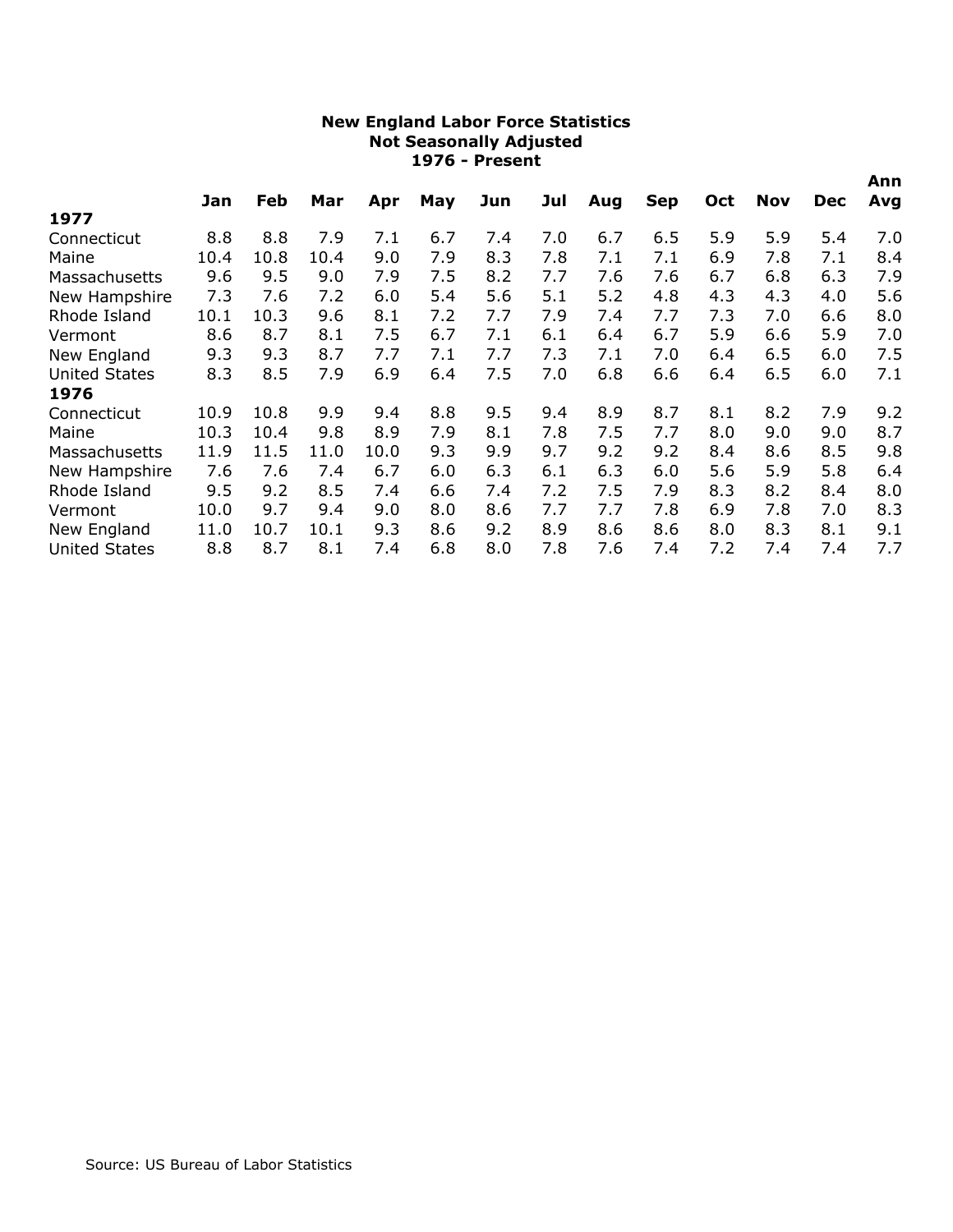**New England Labor Force Statistics**
**Not Seasonally Adjusted**
**1976 - Present**

| | Jan | Feb | Mar | Apr | May | Jun | Jul | Aug | Sep | Oct | Nov | Dec | Ann Avg |
|---|---|---|---|---|---|---|---|---|---|---|---|---|---|
| **1977** | | | | | | | | | | | | | |
| Connecticut | 8.8 | 8.8 | 7.9 | 7.1 | 6.7 | 7.4 | 7.0 | 6.7 | 6.5 | 5.9 | 5.9 | 5.4 | 7.0 |
| Maine | 10.4 | 10.8 | 10.4 | 9.0 | 7.9 | 8.3 | 7.8 | 7.1 | 7.1 | 6.9 | 7.8 | 7.1 | 8.4 |
| Massachusetts | 9.6 | 9.5 | 9.0 | 7.9 | 7.5 | 8.2 | 7.7 | 7.6 | 7.6 | 6.7 | 6.8 | 6.3 | 7.9 |
| New Hampshire | 7.3 | 7.6 | 7.2 | 6.0 | 5.4 | 5.6 | 5.1 | 5.2 | 4.8 | 4.3 | 4.3 | 4.0 | 5.6 |
| Rhode Island | 10.1 | 10.3 | 9.6 | 8.1 | 7.2 | 7.7 | 7.9 | 7.4 | 7.7 | 7.3 | 7.0 | 6.6 | 8.0 |
| Vermont | 8.6 | 8.7 | 8.1 | 7.5 | 6.7 | 7.1 | 6.1 | 6.4 | 6.7 | 5.9 | 6.6 | 5.9 | 7.0 |
| New England | 9.3 | 9.3 | 8.7 | 7.7 | 7.1 | 7.7 | 7.3 | 7.1 | 7.0 | 6.4 | 6.5 | 6.0 | 7.5 |
| United States | 8.3 | 8.5 | 7.9 | 6.9 | 6.4 | 7.5 | 7.0 | 6.8 | 6.6 | 6.4 | 6.5 | 6.0 | 7.1 |
| **1976** | | | | | | | | | | | | | |
| Connecticut | 10.9 | 10.8 | 9.9 | 9.4 | 8.8 | 9.5 | 9.4 | 8.9 | 8.7 | 8.1 | 8.2 | 7.9 | 9.2 |
| Maine | 10.3 | 10.4 | 9.8 | 8.9 | 7.9 | 8.1 | 7.8 | 7.5 | 7.7 | 8.0 | 9.0 | 9.0 | 8.7 |
| Massachusetts | 11.9 | 11.5 | 11.0 | 10.0 | 9.3 | 9.9 | 9.7 | 9.2 | 9.2 | 8.4 | 8.6 | 8.5 | 9.8 |
| New Hampshire | 7.6 | 7.6 | 7.4 | 6.7 | 6.0 | 6.3 | 6.1 | 6.3 | 6.0 | 5.6 | 5.9 | 5.8 | 6.4 |
| Rhode Island | 9.5 | 9.2 | 8.5 | 7.4 | 6.6 | 7.4 | 7.2 | 7.5 | 7.9 | 8.3 | 8.2 | 8.4 | 8.0 |
| Vermont | 10.0 | 9.7 | 9.4 | 9.0 | 8.0 | 8.6 | 7.7 | 7.7 | 7.8 | 6.9 | 7.8 | 7.0 | 8.3 |
| New England | 11.0 | 10.7 | 10.1 | 9.3 | 8.6 | 9.2 | 8.9 | 8.6 | 8.6 | 8.0 | 8.3 | 8.1 | 9.1 |
| United States | 8.8 | 8.7 | 8.1 | 7.4 | 6.8 | 8.0 | 7.8 | 7.6 | 7.4 | 7.2 | 7.4 | 7.4 | 7.7 |

Source: US Bureau of Labor Statistics